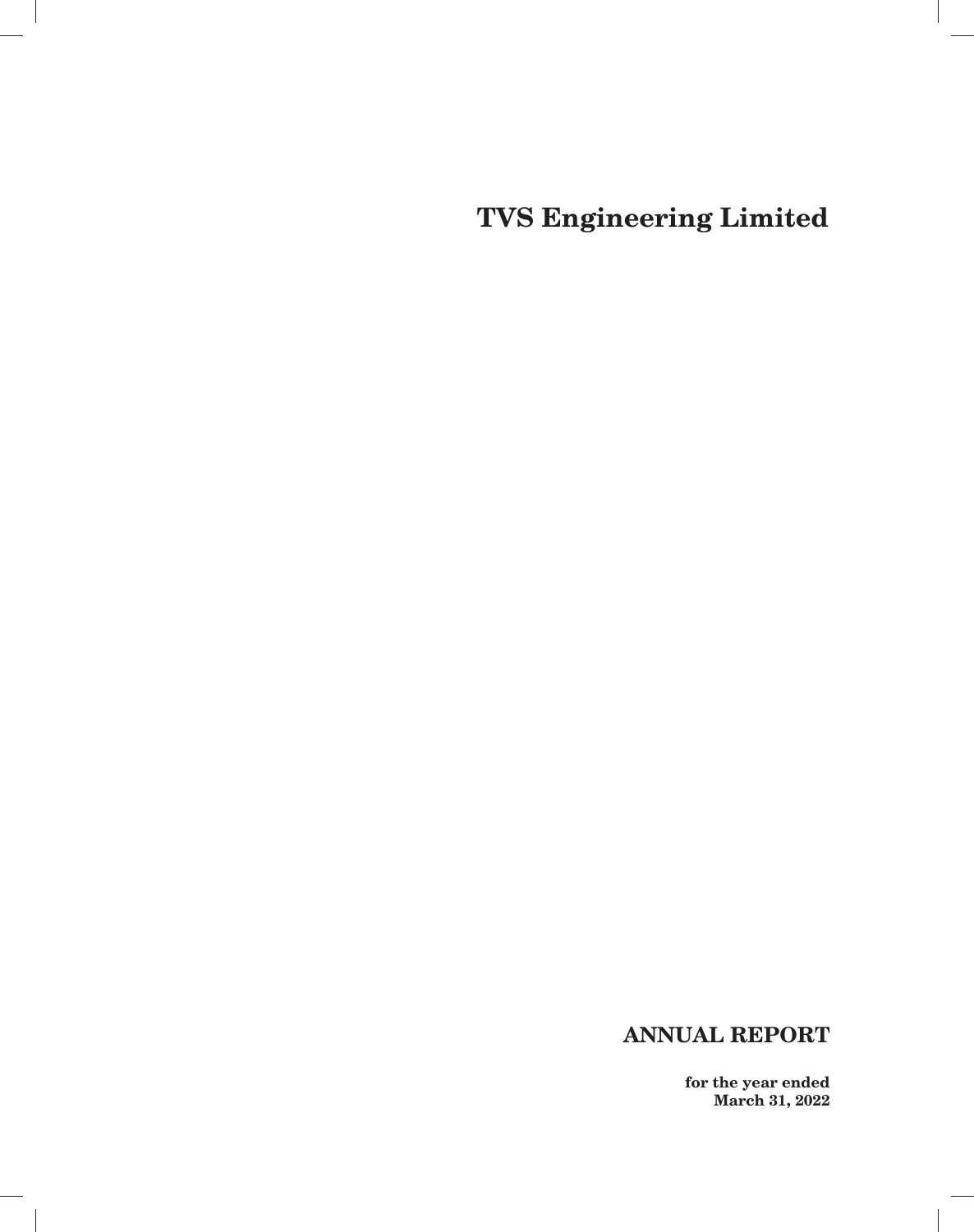# TVS Engineering Limited

## ANNUAL REPORT

**for the year ended**
**March 31, 2022**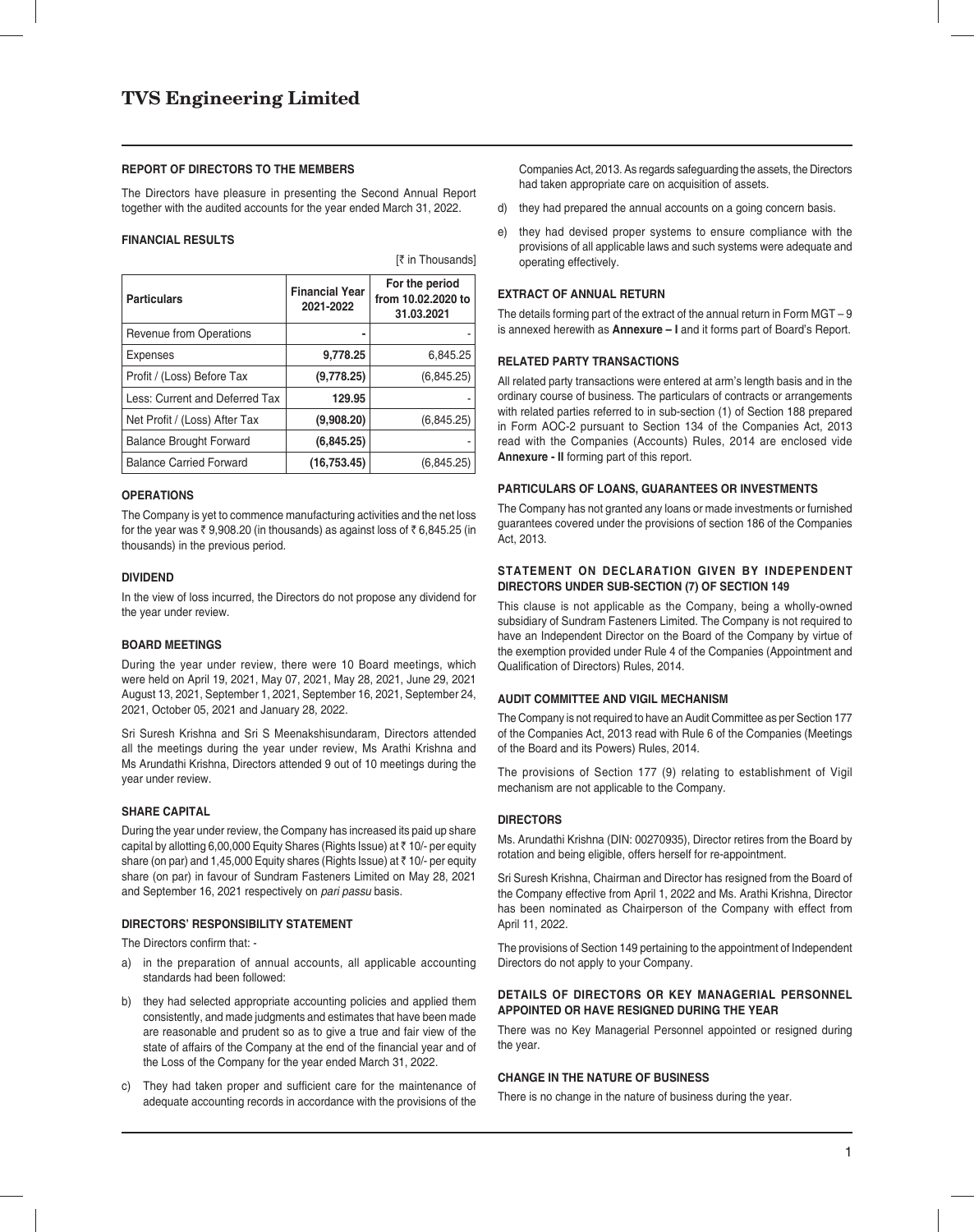# TVS Engineering Limited

## REPORT OF DIRECTORS TO THE MEMBERS

The Directors have pleasure in presenting the Second Annual Report together with the audited accounts for the year ended March 31, 2022.

### FINANCIAL RESULTS

[₹ in Thousands]

| Particulars | Financial Year 2021-2022 | For the period from 10.02.2020 to 31.03.2021 |
|---|---|---|
| Revenue from Operations | **-** | - |
| Expenses | **9,778.25** | 6,845.25 |
| Profit / (Loss) Before Tax | **(9,778.25)** | (6,845.25) |
| Less: Current and Deferred Tax | **129.95** | - |
| Net Profit / (Loss) After Tax | **(9,908.20)** | (6,845.25) |
| Balance Brought Forward | **(6,845.25)** | - |
| Balance Carried Forward | **(16,753.45)** | (6,845.25) |

### OPERATIONS

The Company is yet to commence manufacturing activities and the net loss for the year was ₹ 9,908.20 (in thousands) as against loss of ₹ 6,845.25 (in thousands) in the previous period.

### DIVIDEND

In the view of loss incurred, the Directors do not propose any dividend for the year under review.

### BOARD MEETINGS

During the year under review, there were 10 Board meetings, which were held on April 19, 2021, May 07, 2021, May 28, 2021, June 29, 2021 August 13, 2021, September 1, 2021, September 16, 2021, September 24, 2021, October 05, 2021 and January 28, 2022.

Sri Suresh Krishna and Sri S Meenakshisundaram, Directors attended all the meetings during the year under review, Ms Arathi Krishna and Ms Arundathi Krishna, Directors attended 9 out of 10 meetings during the year under review.

### SHARE CAPITAL

During the year under review, the Company has increased its paid up share capital by allotting 6,00,000 Equity Shares (Rights Issue) at ₹ 10/- per equity share (on par) and 1,45,000 Equity shares (Rights Issue) at ₹ 10/- per equity share (on par) in favour of Sundram Fasteners Limited on May 28, 2021 and September 16, 2021 respectively on *pari passu* basis.

### DIRECTORS' RESPONSIBILITY STATEMENT

The Directors confirm that: -

a) in the preparation of annual accounts, all applicable accounting standards had been followed:

b) they had selected appropriate accounting policies and applied them consistently, and made judgments and estimates that have been made are reasonable and prudent so as to give a true and fair view of the state of affairs of the Company at the end of the financial year and of the Loss of the Company for the year ended March 31, 2022.

c) They had taken proper and sufficient care for the maintenance of adequate accounting records in accordance with the provisions of the Companies Act, 2013. As regards safeguarding the assets, the Directors had taken appropriate care on acquisition of assets.

d) they had prepared the annual accounts on a going concern basis.

e) they had devised proper systems to ensure compliance with the provisions of all applicable laws and such systems were adequate and operating effectively.

### EXTRACT OF ANNUAL RETURN

The details forming part of the extract of the annual return in Form MGT – 9 is annexed herewith as **Annexure – I** and it forms part of Board's Report.

### RELATED PARTY TRANSACTIONS

All related party transactions were entered at arm's length basis and in the ordinary course of business. The particulars of contracts or arrangements with related parties referred to in sub-section (1) of Section 188 prepared in Form AOC-2 pursuant to Section 134 of the Companies Act, 2013 read with the Companies (Accounts) Rules, 2014 are enclosed vide **Annexure - II** forming part of this report.

### PARTICULARS OF LOANS, GUARANTEES OR INVESTMENTS

The Company has not granted any loans or made investments or furnished guarantees covered under the provisions of section 186 of the Companies Act, 2013.

### STATEMENT ON DECLARATION GIVEN BY INDEPENDENT DIRECTORS UNDER SUB-SECTION (7) OF SECTION 149

This clause is not applicable as the Company, being a wholly-owned subsidiary of Sundram Fasteners Limited. The Company is not required to have an Independent Director on the Board of the Company by virtue of the exemption provided under Rule 4 of the Companies (Appointment and Qualification of Directors) Rules, 2014.

### AUDIT COMMITTEE AND VIGIL MECHANISM

The Company is not required to have an Audit Committee as per Section 177 of the Companies Act, 2013 read with Rule 6 of the Companies (Meetings of the Board and its Powers) Rules, 2014.

The provisions of Section 177 (9) relating to establishment of Vigil mechanism are not applicable to the Company.

### DIRECTORS

Ms. Arundathi Krishna (DIN: 00270935), Director retires from the Board by rotation and being eligible, offers herself for re-appointment.

Sri Suresh Krishna, Chairman and Director has resigned from the Board of the Company effective from April 1, 2022 and Ms. Arathi Krishna, Director has been nominated as Chairperson of the Company with effect from April 11, 2022.

The provisions of Section 149 pertaining to the appointment of Independent Directors do not apply to your Company.

### DETAILS OF DIRECTORS OR KEY MANAGERIAL PERSONNEL APPOINTED OR HAVE RESIGNED DURING THE YEAR

There was no Key Managerial Personnel appointed or resigned during the year.

### CHANGE IN THE NATURE OF BUSINESS

There is no change in the nature of business during the year.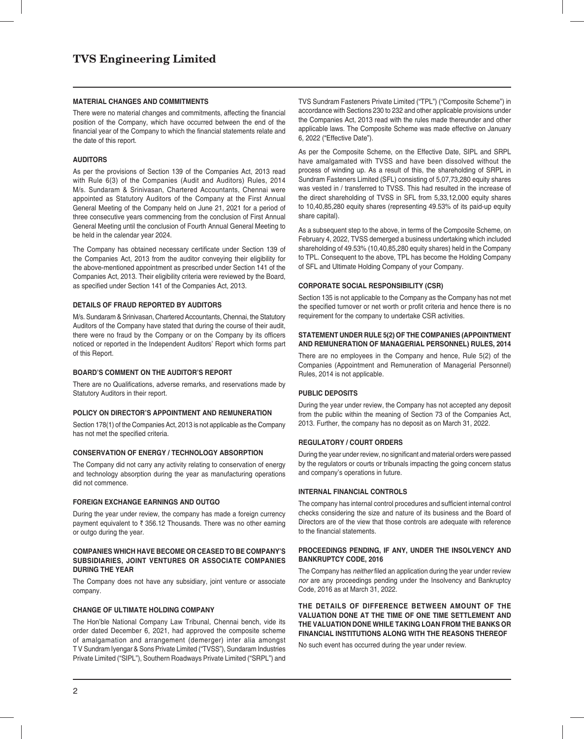## MATERIAL CHANGES AND COMMITMENTS

There were no material changes and commitments, affecting the financial position of the Company, which have occurred between the end of the financial year of the Company to which the financial statements relate and the date of this report.

## AUDITORS

As per the provisions of Section 139 of the Companies Act, 2013 read with Rule 6(3) of the Companies (Audit and Auditors) Rules, 2014 M/s. Sundaram & Srinivasan, Chartered Accountants, Chennai were appointed as Statutory Auditors of the Company at the First Annual General Meeting of the Company held on June 21, 2021 for a period of three consecutive years commencing from the conclusion of First Annual General Meeting until the conclusion of Fourth Annual General Meeting to be held in the calendar year 2024.

The Company has obtained necessary certificate under Section 139 of the Companies Act, 2013 from the auditor conveying their eligibility for the above-mentioned appointment as prescribed under Section 141 of the Companies Act, 2013. Their eligibility criteria were reviewed by the Board, as specified under Section 141 of the Companies Act, 2013.

## DETAILS OF FRAUD REPORTED BY AUDITORS

M/s. Sundaram & Srinivasan, Chartered Accountants, Chennai, the Statutory Auditors of the Company have stated that during the course of their audit, there were no fraud by the Company or on the Company by its officers noticed or reported in the Independent Auditors' Report which forms part of this Report.

## BOARD'S COMMENT ON THE AUDITOR'S REPORT

There are no Qualifications, adverse remarks, and reservations made by Statutory Auditors in their report.

## POLICY ON DIRECTOR'S APPOINTMENT AND REMUNERATION

Section 178(1) of the Companies Act, 2013 is not applicable as the Company has not met the specified criteria.

## CONSERVATION OF ENERGY / TECHNOLOGY ABSORPTION

The Company did not carry any activity relating to conservation of energy and technology absorption during the year as manufacturing operations did not commence.

## FOREIGN EXCHANGE EARNINGS AND OUTGO

During the year under review, the company has made a foreign currency payment equivalent to ₹ 356.12 Thousands. There was no other earning or outgo during the year.

## COMPANIES WHICH HAVE BECOME OR CEASED TO BE COMPANY'S SUBSIDIARIES, JOINT VENTURES OR ASSOCIATE COMPANIES DURING THE YEAR

The Company does not have any subsidiary, joint venture or associate company.

## CHANGE OF ULTIMATE HOLDING COMPANY

The Hon'ble National Company Law Tribunal, Chennai bench, vide its order dated December 6, 2021, had approved the composite scheme of amalgamation and arrangement (demerger) inter alia amongst T V Sundram Iyengar & Sons Private Limited ("TVSS"), Sundaram Industries Private Limited ("SIPL"), Southern Roadways Private Limited ("SRPL") and TVS Sundram Fasteners Private Limited ("TPL") ("Composite Scheme") in accordance with Sections 230 to 232 and other applicable provisions under the Companies Act, 2013 read with the rules made thereunder and other applicable laws. The Composite Scheme was made effective on January 6, 2022 ("Effective Date").

As per the Composite Scheme, on the Effective Date, SIPL and SRPL have amalgamated with TVSS and have been dissolved without the process of winding up. As a result of this, the shareholding of SRPL in Sundram Fasteners Limited (SFL) consisting of 5,07,73,280 equity shares was vested in / transferred to TVSS. This had resulted in the increase of the direct shareholding of TVSS in SFL from 5,33,12,000 equity shares to 10,40,85,280 equity shares (representing 49.53% of its paid-up equity share capital).

As a subsequent step to the above, in terms of the Composite Scheme, on February 4, 2022, TVSS demerged a business undertaking which included shareholding of 49.53% (10,40,85,280 equity shares) held in the Company to TPL. Consequent to the above, TPL has become the Holding Company of SFL and Ultimate Holding Company of your Company.

## CORPORATE SOCIAL RESPONSIBILITY (CSR)

Section 135 is not applicable to the Company as the Company has not met the specified turnover or net worth or profit criteria and hence there is no requirement for the company to undertake CSR activities.

## STATEMENT UNDER RULE 5(2) OF THE COMPANIES (APPOINTMENT AND REMUNERATION OF MANAGERIAL PERSONNEL) RULES, 2014

There are no employees in the Company and hence, Rule 5(2) of the Companies (Appointment and Remuneration of Managerial Personnel) Rules, 2014 is not applicable.

## PUBLIC DEPOSITS

During the year under review, the Company has not accepted any deposit from the public within the meaning of Section 73 of the Companies Act, 2013. Further, the company has no deposit as on March 31, 2022.

## REGULATORY / COURT ORDERS

During the year under review, no significant and material orders were passed by the regulators or courts or tribunals impacting the going concern status and company's operations in future.

## INTERNAL FINANCIAL CONTROLS

The company has internal control procedures and sufficient internal control checks considering the size and nature of its business and the Board of Directors are of the view that those controls are adequate with reference to the financial statements.

## PROCEEDINGS PENDING, IF ANY, UNDER THE INSOLVENCY AND BANKRUPTCY CODE, 2016

The Company has *neither* filed an application during the year under review *nor* are any proceedings pending under the Insolvency and Bankruptcy Code, 2016 as at March 31, 2022.

## THE DETAILS OF DIFFERENCE BETWEEN AMOUNT OF THE VALUATION DONE AT THE TIME OF ONE TIME SETTLEMENT AND THE VALUATION DONE WHILE TAKING LOAN FROM THE BANKS OR FINANCIAL INSTITUTIONS ALONG WITH THE REASONS THEREOF

No such event has occurred during the year under review.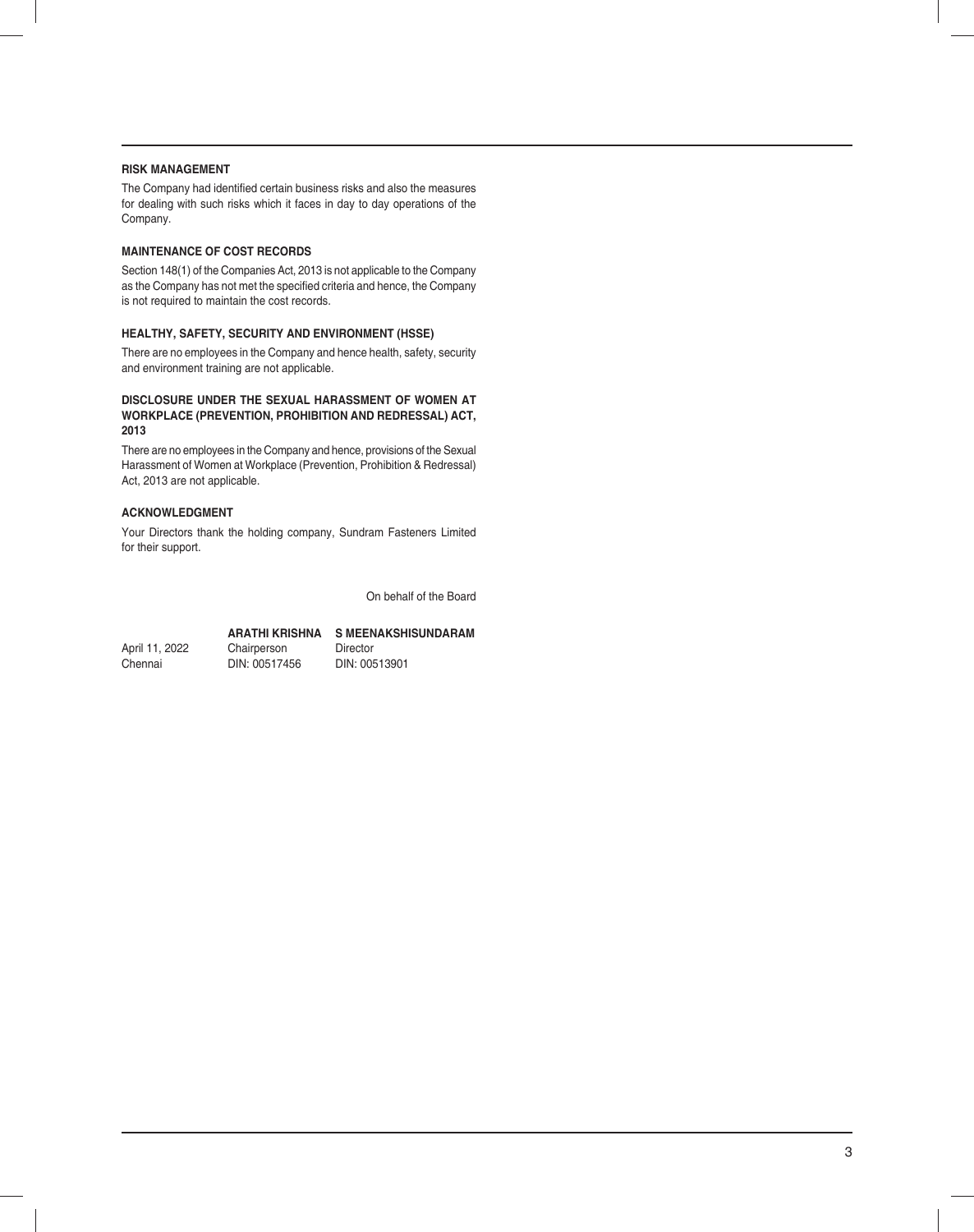### RISK MANAGEMENT

The Company had identified certain business risks and also the measures for dealing with such risks which it faces in day to day operations of the Company.

### MAINTENANCE OF COST RECORDS

Section 148(1) of the Companies Act, 2013 is not applicable to the Company as the Company has not met the specified criteria and hence, the Company is not required to maintain the cost records.

### HEALTHY, SAFETY, SECURITY AND ENVIRONMENT (HSSE)

There are no employees in the Company and hence health, safety, security and environment training are not applicable.

### DISCLOSURE UNDER THE SEXUAL HARASSMENT OF WOMEN AT WORKPLACE (PREVENTION, PROHIBITION AND REDRESSAL) ACT, 2013

There are no employees in the Company and hence, provisions of the Sexual Harassment of Women at Workplace (Prevention, Prohibition & Redressal) Act, 2013 are not applicable.

### ACKNOWLEDGMENT

Your Directors thank the holding company, Sundram Fasteners Limited for their support.

On behalf of the Board

| | | |
|---|---|---|
| | **ARATHI KRISHNA** | **S MEENAKSHISUNDARAM** |
| April 11, 2022 | Chairperson | Director |
| Chennai | DIN: 00517456 | DIN: 00513901 |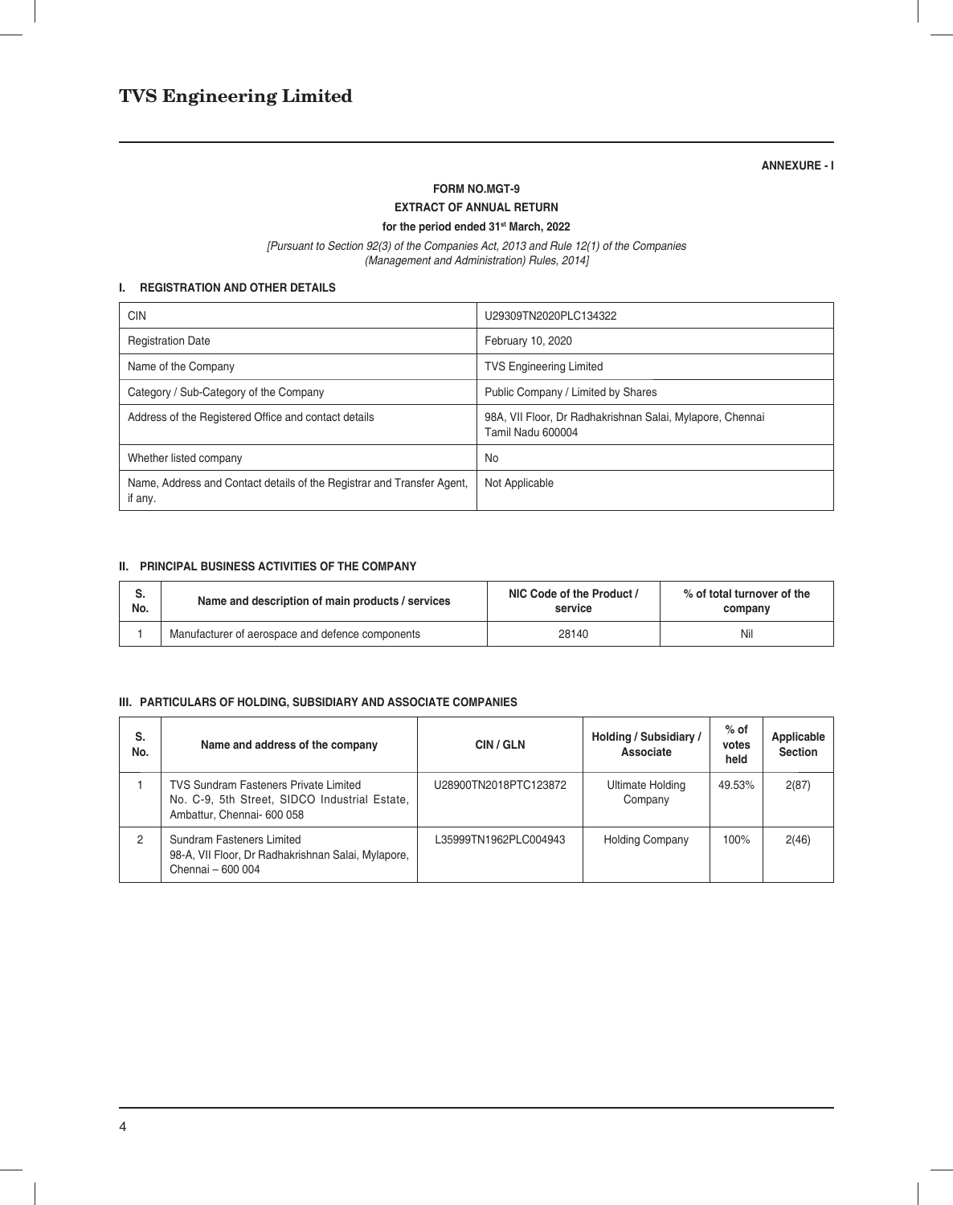# TVS Engineering Limited

**ANNEXURE - I**

**FORM NO.MGT-9**

**EXTRACT OF ANNUAL RETURN**

**for the period ended 31st March, 2022**

*[Pursuant to Section 92(3) of the Companies Act, 2013 and Rule 12(1) of the Companies (Management and Administration) Rules, 2014]*

## I. REGISTRATION AND OTHER DETAILS

| | |
|---|---|
| CIN | U29309TN2020PLC134322 |
| Registration Date | February 10, 2020 |
| Name of the Company | TVS Engineering Limited |
| Category / Sub-Category of the Company | Public Company / Limited by Shares |
| Address of the Registered Office and contact details | 98A, VII Floor, Dr Radhakrishnan Salai, Mylapore, Chennai Tamil Nadu 600004 |
| Whether listed company | No |
| Name, Address and Contact details of the Registrar and Transfer Agent, if any. | Not Applicable |

## II. PRINCIPAL BUSINESS ACTIVITIES OF THE COMPANY

| S. No. | Name and description of main products / services | NIC Code of the Product / service | % of total turnover of the company |
|---|---|---|---|
| 1 | Manufacturer of aerospace and defence components | 28140 | Nil |

## III. PARTICULARS OF HOLDING, SUBSIDIARY AND ASSOCIATE COMPANIES

| S. No. | Name and address of the company | CIN / GLN | Holding / Subsidiary / Associate | % of votes held | Applicable Section |
|---|---|---|---|---|---|
| 1 | TVS Sundram Fasteners Private Limited No. C-9, 5th Street, SIDCO Industrial Estate, Ambattur, Chennai- 600 058 | U28900TN2018PTC123872 | Ultimate Holding Company | 49.53% | 2(87) |
| 2 | Sundram Fasteners Limited 98-A, VII Floor, Dr Radhakrishnan Salai, Mylapore, Chennai – 600 004 | L35999TN1962PLC004943 | Holding Company | 100% | 2(46) |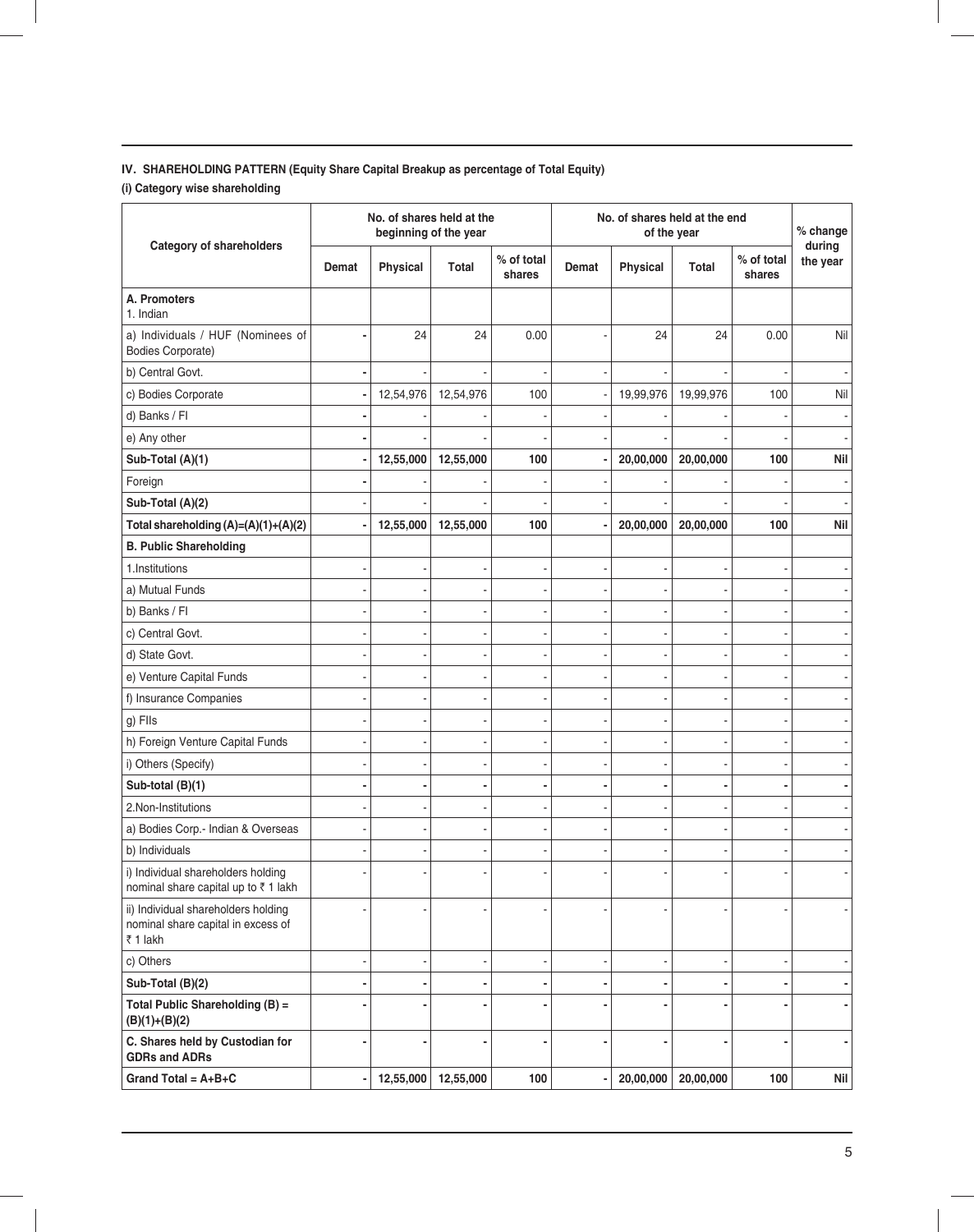### IV. SHAREHOLDING PATTERN (Equity Share Capital Breakup as percentage of Total Equity)

#### (i) Category wise shareholding

| Category of shareholders | No. of shares held at the beginning of the year | | | | No. of shares held at the end of the year | | | | % change during the year |
|---|---|---|---|---|---|---|---|---|---|
| | Demat | Physical | Total | % of total shares | Demat | Physical | Total | % of total shares | |
| **A. Promoters**<br>1. Indian | | | | | | | | | |
| a) Individuals / HUF (Nominees of Bodies Corporate) | - | 24 | 24 | 0.00 | - | 24 | 24 | 0.00 | Nil |
| b) Central Govt. | - | - | - | - | - | - | - | - | - |
| c) Bodies Corporate | - | 12,54,976 | 12,54,976 | 100 | - | 19,99,976 | 19,99,976 | 100 | Nil |
| d) Banks / FI | - | - | - | - | - | - | - | - | - |
| e) Any other | - | - | - | - | - | - | - | - | - |
| **Sub-Total (A)(1)** | **-** | **12,55,000** | **12,55,000** | **100** | **-** | **20,00,000** | **20,00,000** | **100** | **Nil** |
| Foreign | - | - | - | - | - | - | - | - | - |
| **Sub-Total (A)(2)** | - | - | - | - | - | - | - | - | - |
| **Total shareholding (A)=(A)(1)+(A)(2)** | **-** | **12,55,000** | **12,55,000** | **100** | **-** | **20,00,000** | **20,00,000** | **100** | **Nil** |
| **B. Public Shareholding** | | | | | | | | | |
| 1.Institutions | - | - | - | - | - | - | - | - | - |
| a) Mutual Funds | - | - | - | - | - | - | - | - | - |
| b) Banks / FI | - | - | - | - | - | - | - | - | - |
| c) Central Govt. | - | - | - | - | - | - | - | - | - |
| d) State Govt. | - | - | - | - | - | - | - | - | - |
| e) Venture Capital Funds | - | - | - | - | - | - | - | - | - |
| f) Insurance Companies | - | - | - | - | - | - | - | - | - |
| g) FIIs | - | - | - | - | - | - | - | - | - |
| h) Foreign Venture Capital Funds | - | - | - | - | - | - | - | - | - |
| i) Others (Specify) | - | - | - | - | - | - | - | - | - |
| **Sub-total (B)(1)** | **-** | **-** | **-** | **-** | **-** | **-** | **-** | **-** | **-** |
| 2.Non-Institutions | - | - | - | - | - | - | - | - | - |
| a) Bodies Corp.- Indian & Overseas | - | - | - | - | - | - | - | - | - |
| b) Individuals | - | - | - | - | - | - | - | - | - |
| i) Individual shareholders holding nominal share capital up to ₹ 1 lakh | - | - | - | - | - | - | - | - | - |
| ii) Individual shareholders holding nominal share capital in excess of ₹ 1 lakh | - | - | - | - | - | - | - | - | - |
| c) Others | - | - | - | - | - | - | - | - | - |
| **Sub-Total (B)(2)** | **-** | **-** | **-** | **-** | **-** | **-** | **-** | **-** | **-** |
| **Total Public Shareholding (B) = (B)(1)+(B)(2)** | **-** | **-** | **-** | **-** | **-** | **-** | **-** | **-** | **-** |
| **C. Shares held by Custodian for GDRs and ADRs** | **-** | **-** | **-** | **-** | **-** | **-** | **-** | **-** | **-** |
| **Grand Total = A+B+C** | **-** | **12,55,000** | **12,55,000** | **100** | **-** | **20,00,000** | **20,00,000** | **100** | **Nil** |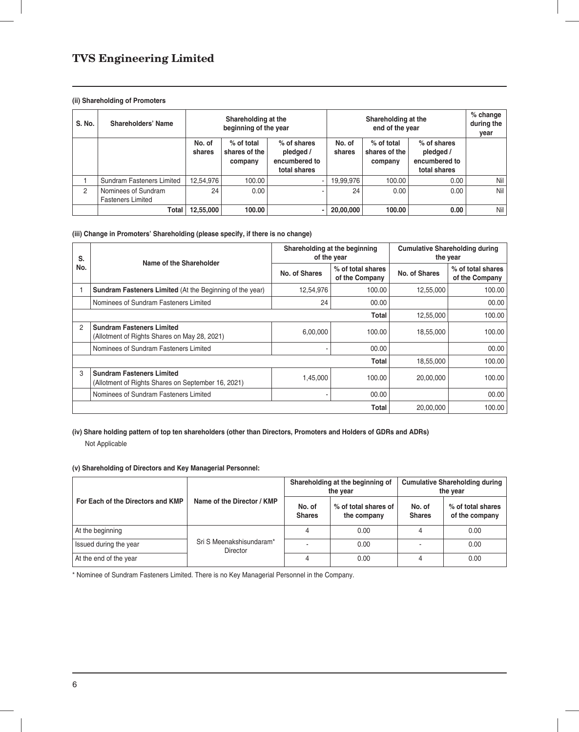**(ii) Shareholding of Promoters**

| S. No. | Shareholders' Name | Shareholding at the beginning of the year | | | Shareholding at the end of the year | | | % change during the year |
|---|---|---|---|---|---|---|---|---|
| | | No. of shares | % of total shares of the company | % of shares pledged / encumbered to total shares | No. of shares | % of total shares of the company | % of shares pledged / encumbered to total shares | |
| 1 | Sundram Fasteners Limited | 12,54,976 | 100.00 | - | 19,99,976 | 100.00 | 0.00 | Nil |
| 2 | Nominees of Sundram Fasteners Limited | 24 | 0.00 | - | 24 | 0.00 | 0.00 | Nil |
| | **Total** | **12,55,000** | **100.00** | **-** | **20,00,000** | **100.00** | **0.00** | Nil |

**(iii) Change in Promoters' Shareholding (please specify, if there is no change)**

| S. No. | Name of the Shareholder | Shareholding at the beginning of the year | | Cumulative Shareholding during the year | |
|---|---|---|---|---|---|
| | | No. of Shares | % of total shares of the Company | No. of Shares | % of total shares of the Company |
| 1 | **Sundram Fasteners Limited** (At the Beginning of the year) | 12,54,976 | 100.00 | 12,55,000 | 100.00 |
| | Nominees of Sundram Fasteners Limited | 24 | 00.00 | | 00.00 |
| | | | **Total** | 12,55,000 | 100.00 |
| 2 | **Sundram Fasteners Limited** (Allotment of Rights Shares on May 28, 2021) | 6,00,000 | 100.00 | 18,55,000 | 100.00 |
| | Nominees of Sundram Fasteners Limited | - | 00.00 | | 00.00 |
| | | | **Total** | 18,55,000 | 100.00 |
| 3 | **Sundram Fasteners Limited** (Allotment of Rights Shares on September 16, 2021) | 1,45,000 | 100.00 | 20,00,000 | 100.00 |
| | Nominees of Sundram Fasteners Limited | - | 00.00 | | 00.00 |
| | | | **Total** | 20,00,000 | 100.00 |

**(iv) Share holding pattern of top ten shareholders (other than Directors, Promoters and Holders of GDRs and ADRs)**

Not Applicable

**(v) Shareholding of Directors and Key Managerial Personnel:**

| For Each of the Directors and KMP | Name of the Director / KMP | Shareholding at the beginning of the year | | Cumulative Shareholding during the year | |
|---|---|---|---|---|---|
| | | No. of Shares | % of total shares of the company | No. of Shares | % of total shares of the company |
| At the beginning | Sri S Meenakshisundaram* Director | 4 | 0.00 | 4 | 0.00 |
| Issued during the year | | - | 0.00 | - | 0.00 |
| At the end of the year | | 4 | 0.00 | 4 | 0.00 |

* Nominee of Sundram Fasteners Limited. There is no Key Managerial Personnel in the Company.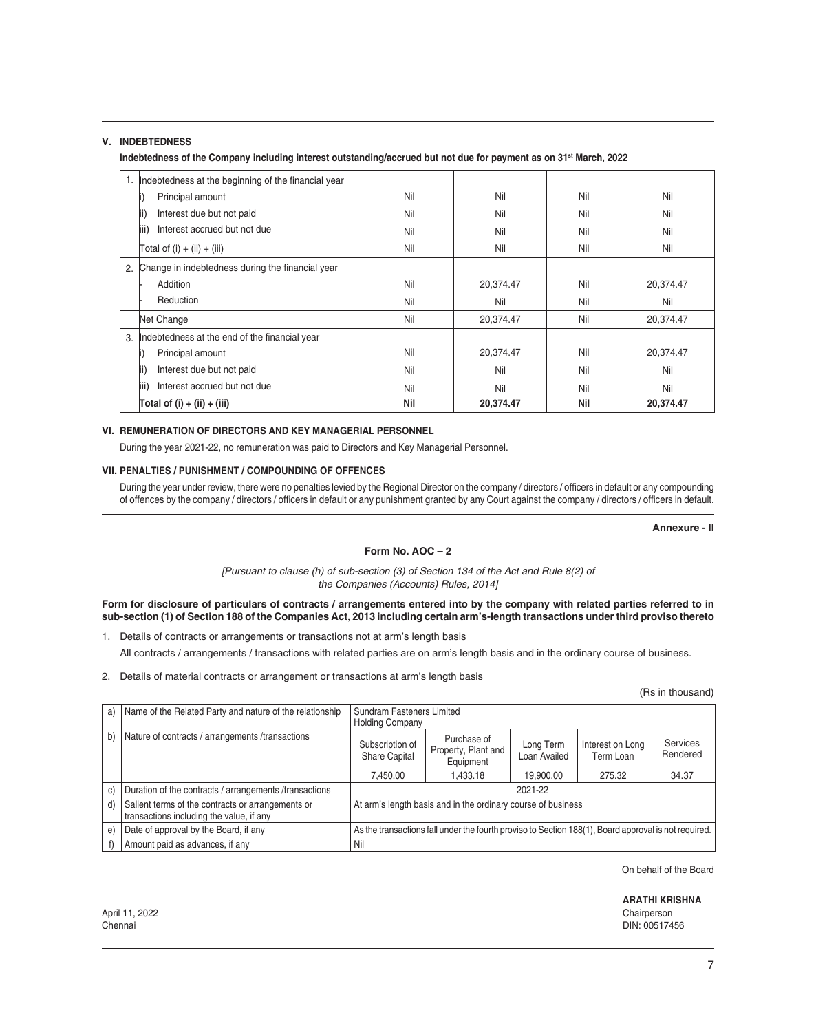## V. INDEBTEDNESS

**Indebtedness of the Company including interest outstanding/accrued but not due for payment as on 31st March, 2022**

| | | | | |
|---|---|---|---|---|
| 1. Indebtedness at the beginning of the financial year | | | | |
| i) Principal amount | Nil | Nil | Nil | Nil |
| ii) Interest due but not paid | Nil | Nil | Nil | Nil |
| iii) Interest accrued but not due | Nil | Nil | Nil | Nil |
| Total of (i) + (ii) + (iii) | Nil | Nil | Nil | Nil |
| 2. Change in indebtedness during the financial year | | | | |
| - Addition | Nil | 20,374.47 | Nil | 20,374.47 |
| - Reduction | Nil | Nil | Nil | Nil |
| Net Change | Nil | 20,374.47 | Nil | 20,374.47 |
| 3. Indebtedness at the end of the financial year | | | | |
| i) Principal amount | Nil | 20,374.47 | Nil | 20,374.47 |
| ii) Interest due but not paid | Nil | Nil | Nil | Nil |
| iii) Interest accrued but not due | Nil | Nil | Nil | Nil |
| **Total of (i) + (ii) + (iii)** | **Nil** | **20,374.47** | **Nil** | **20,374.47** |

## VI. REMUNERATION OF DIRECTORS AND KEY MANAGERIAL PERSONNEL

During the year 2021-22, no remuneration was paid to Directors and Key Managerial Personnel.

## VII. PENALTIES / PUNISHMENT / COMPOUNDING OF OFFENCES

During the year under review, there were no penalties levied by the Regional Director on the company / directors / officers in default or any compounding of offences by the company / directors / officers in default or any punishment granted by any Court against the company / directors / officers in default.

**Annexure - II**

### Form No. AOC – 2

*[Pursuant to clause (h) of sub-section (3) of Section 134 of the Act and Rule 8(2) of the Companies (Accounts) Rules, 2014]*

**Form for disclosure of particulars of contracts / arrangements entered into by the company with related parties referred to in sub-section (1) of Section 188 of the Companies Act, 2013 including certain arm's-length transactions under third proviso thereto**

1. Details of contracts or arrangements or transactions not at arm's length basis

   All contracts / arrangements / transactions with related parties are on arm's length basis and in the ordinary course of business.

2. Details of material contracts or arrangement or transactions at arm's length basis

(Rs in thousand)

| | | | | | | |
|---|---|---|---|---|---|---|
| a) | Name of the Related Party and nature of the relationship | Sundram Fasteners Limited Holding Company | | | | |
| b) | Nature of contracts / arrangements /transactions | Subscription of Share Capital | Purchase of Property, Plant and Equipment | Long Term Loan Availed | Interest on Long Term Loan | Services Rendered |
| | | 7,450.00 | 1,433.18 | 19,900.00 | 275.32 | 34.37 |
| c) | Duration of the contracts / arrangements /transactions | 2021-22 | | | | |
| d) | Salient terms of the contracts or arrangements or transactions including the value, if any | At arm's length basis and in the ordinary course of business | | | | |
| e) | Date of approval by the Board, if any | As the transactions fall under the fourth proviso to Section 188(1), Board approval is not required. | | | | |
| f) | Amount paid as advances, if any | Nil | | | | |

On behalf of the Board

April 11, 2022
Chennai

**ARATHI KRISHNA**
Chairperson
DIN: 00517456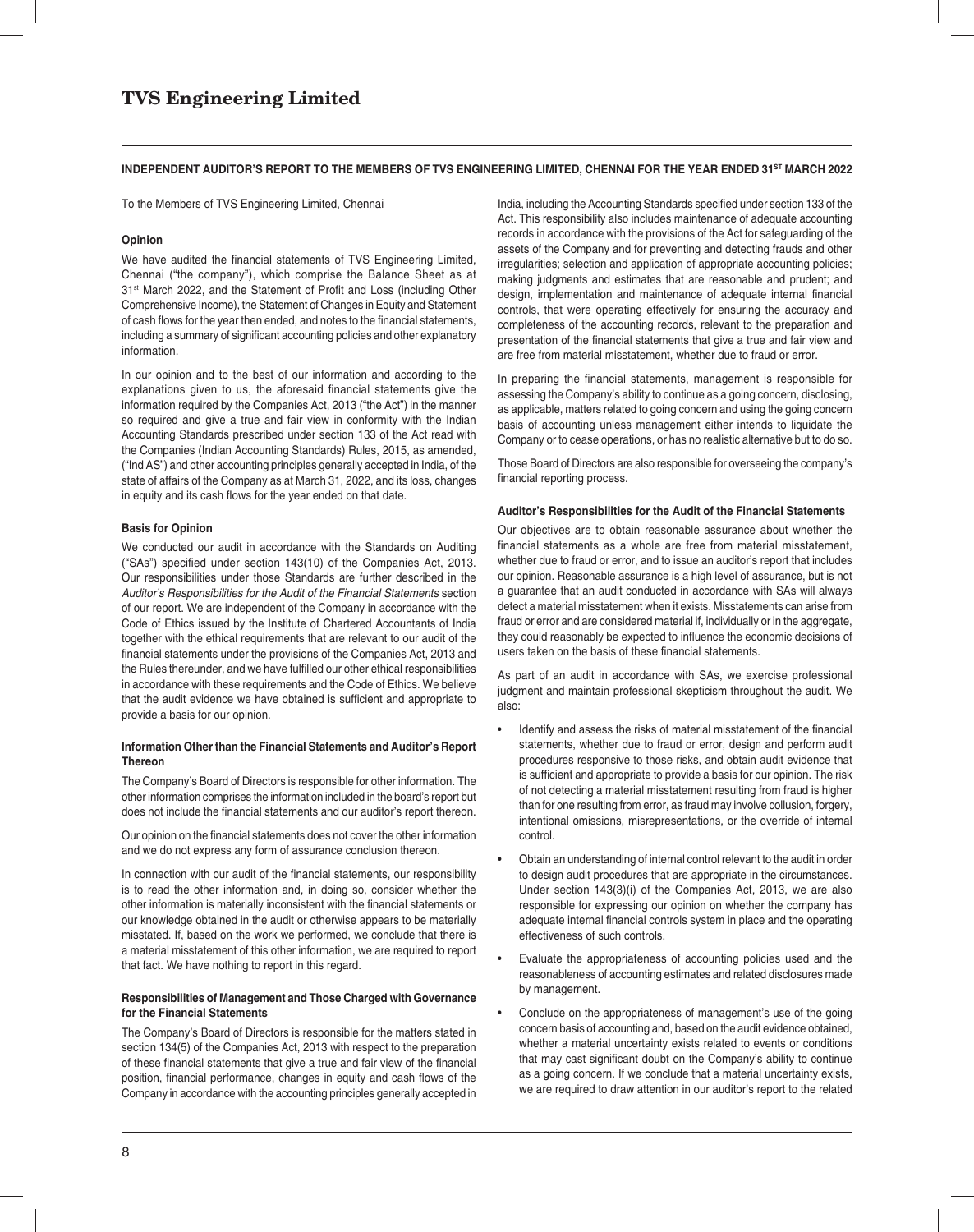## INDEPENDENT AUDITOR'S REPORT TO THE MEMBERS OF TVS ENGINEERING LIMITED, CHENNAI FOR THE YEAR ENDED 31ST MARCH 2022

To the Members of TVS Engineering Limited, Chennai

### Opinion

We have audited the financial statements of TVS Engineering Limited, Chennai ("the company"), which comprise the Balance Sheet as at 31st March 2022, and the Statement of Profit and Loss (including Other Comprehensive Income), the Statement of Changes in Equity and Statement of cash flows for the year then ended, and notes to the financial statements, including a summary of significant accounting policies and other explanatory information.

In our opinion and to the best of our information and according to the explanations given to us, the aforesaid financial statements give the information required by the Companies Act, 2013 ("the Act") in the manner so required and give a true and fair view in conformity with the Indian Accounting Standards prescribed under section 133 of the Act read with the Companies (Indian Accounting Standards) Rules, 2015, as amended, ("Ind AS") and other accounting principles generally accepted in India, of the state of affairs of the Company as at March 31, 2022, and its loss, changes in equity and its cash flows for the year ended on that date.

### Basis for Opinion

We conducted our audit in accordance with the Standards on Auditing ("SAs") specified under section 143(10) of the Companies Act, 2013. Our responsibilities under those Standards are further described in the *Auditor's Responsibilities for the Audit of the Financial Statements* section of our report. We are independent of the Company in accordance with the Code of Ethics issued by the Institute of Chartered Accountants of India together with the ethical requirements that are relevant to our audit of the financial statements under the provisions of the Companies Act, 2013 and the Rules thereunder, and we have fulfilled our other ethical responsibilities in accordance with these requirements and the Code of Ethics. We believe that the audit evidence we have obtained is sufficient and appropriate to provide a basis for our opinion.

### Information Other than the Financial Statements and Auditor's Report Thereon

The Company's Board of Directors is responsible for other information. The other information comprises the information included in the board's report but does not include the financial statements and our auditor's report thereon.

Our opinion on the financial statements does not cover the other information and we do not express any form of assurance conclusion thereon.

In connection with our audit of the financial statements, our responsibility is to read the other information and, in doing so, consider whether the other information is materially inconsistent with the financial statements or our knowledge obtained in the audit or otherwise appears to be materially misstated. If, based on the work we performed, we conclude that there is a material misstatement of this other information, we are required to report that fact. We have nothing to report in this regard.

### Responsibilities of Management and Those Charged with Governance for the Financial Statements

The Company's Board of Directors is responsible for the matters stated in section 134(5) of the Companies Act, 2013 with respect to the preparation of these financial statements that give a true and fair view of the financial position, financial performance, changes in equity and cash flows of the Company in accordance with the accounting principles generally accepted in India, including the Accounting Standards specified under section 133 of the Act. This responsibility also includes maintenance of adequate accounting records in accordance with the provisions of the Act for safeguarding of the assets of the Company and for preventing and detecting frauds and other irregularities; selection and application of appropriate accounting policies; making judgments and estimates that are reasonable and prudent; and design, implementation and maintenance of adequate internal financial controls, that were operating effectively for ensuring the accuracy and completeness of the accounting records, relevant to the preparation and presentation of the financial statements that give a true and fair view and are free from material misstatement, whether due to fraud or error.

In preparing the financial statements, management is responsible for assessing the Company's ability to continue as a going concern, disclosing, as applicable, matters related to going concern and using the going concern basis of accounting unless management either intends to liquidate the Company or to cease operations, or has no realistic alternative but to do so.

Those Board of Directors are also responsible for overseeing the company's financial reporting process.

### Auditor's Responsibilities for the Audit of the Financial Statements

Our objectives are to obtain reasonable assurance about whether the financial statements as a whole are free from material misstatement, whether due to fraud or error, and to issue an auditor's report that includes our opinion. Reasonable assurance is a high level of assurance, but is not a guarantee that an audit conducted in accordance with SAs will always detect a material misstatement when it exists. Misstatements can arise from fraud or error and are considered material if, individually or in the aggregate, they could reasonably be expected to influence the economic decisions of users taken on the basis of these financial statements.

As part of an audit in accordance with SAs, we exercise professional judgment and maintain professional skepticism throughout the audit. We also:

- Identify and assess the risks of material misstatement of the financial statements, whether due to fraud or error, design and perform audit procedures responsive to those risks, and obtain audit evidence that is sufficient and appropriate to provide a basis for our opinion. The risk of not detecting a material misstatement resulting from fraud is higher than for one resulting from error, as fraud may involve collusion, forgery, intentional omissions, misrepresentations, or the override of internal control.
- Obtain an understanding of internal control relevant to the audit in order to design audit procedures that are appropriate in the circumstances. Under section 143(3)(i) of the Companies Act, 2013, we are also responsible for expressing our opinion on whether the company has adequate internal financial controls system in place and the operating effectiveness of such controls.
- Evaluate the appropriateness of accounting policies used and the reasonableness of accounting estimates and related disclosures made by management.
- Conclude on the appropriateness of management's use of the going concern basis of accounting and, based on the audit evidence obtained, whether a material uncertainty exists related to events or conditions that may cast significant doubt on the Company's ability to continue as a going concern. If we conclude that a material uncertainty exists, we are required to draw attention in our auditor's report to the related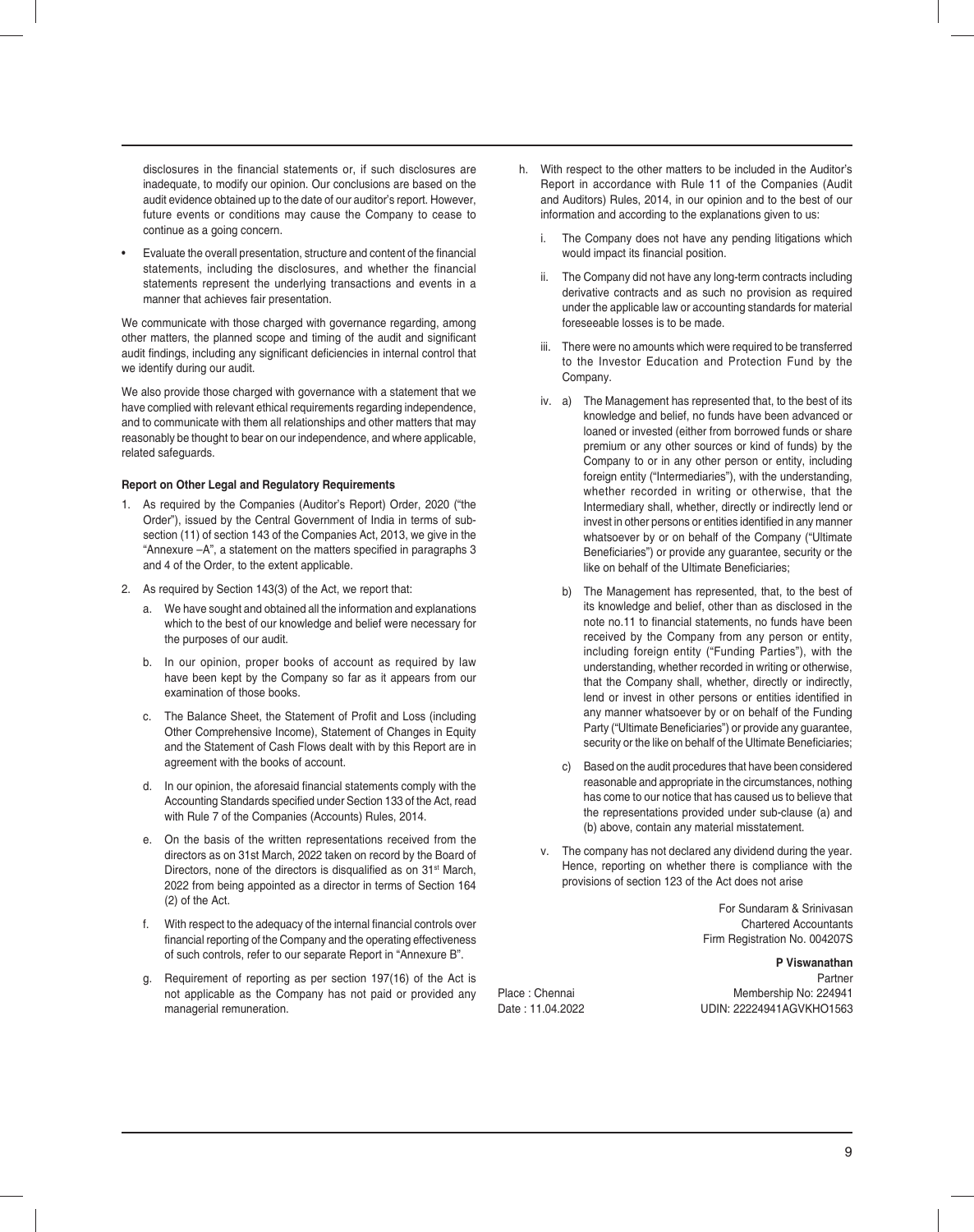disclosures in the financial statements or, if such disclosures are inadequate, to modify our opinion. Our conclusions are based on the audit evidence obtained up to the date of our auditor's report. However, future events or conditions may cause the Company to cease to continue as a going concern.

- Evaluate the overall presentation, structure and content of the financial statements, including the disclosures, and whether the financial statements represent the underlying transactions and events in a manner that achieves fair presentation.

We communicate with those charged with governance regarding, among other matters, the planned scope and timing of the audit and significant audit findings, including any significant deficiencies in internal control that we identify during our audit.

We also provide those charged with governance with a statement that we have complied with relevant ethical requirements regarding independence, and to communicate with them all relationships and other matters that may reasonably be thought to bear on our independence, and where applicable, related safeguards.

**Report on Other Legal and Regulatory Requirements**

1. As required by the Companies (Auditor's Report) Order, 2020 ("the Order"), issued by the Central Government of India in terms of sub-section (11) of section 143 of the Companies Act, 2013, we give in the "Annexure –A", a statement on the matters specified in paragraphs 3 and 4 of the Order, to the extent applicable.

2. As required by Section 143(3) of the Act, we report that:

   a. We have sought and obtained all the information and explanations which to the best of our knowledge and belief were necessary for the purposes of our audit.

   b. In our opinion, proper books of account as required by law have been kept by the Company so far as it appears from our examination of those books.

   c. The Balance Sheet, the Statement of Profit and Loss (including Other Comprehensive Income), Statement of Changes in Equity and the Statement of Cash Flows dealt with by this Report are in agreement with the books of account.

   d. In our opinion, the aforesaid financial statements comply with the Accounting Standards specified under Section 133 of the Act, read with Rule 7 of the Companies (Accounts) Rules, 2014.

   e. On the basis of the written representations received from the directors as on 31st March, 2022 taken on record by the Board of Directors, none of the directors is disqualified as on 31st March, 2022 from being appointed as a director in terms of Section 164 (2) of the Act.

   f. With respect to the adequacy of the internal financial controls over financial reporting of the Company and the operating effectiveness of such controls, refer to our separate Report in "Annexure B".

   g. Requirement of reporting as per section 197(16) of the Act is not applicable as the Company has not paid or provided any managerial remuneration.

   h. With respect to the other matters to be included in the Auditor's Report in accordance with Rule 11 of the Companies (Audit and Auditors) Rules, 2014, in our opinion and to the best of our information and according to the explanations given to us:

      i. The Company does not have any pending litigations which would impact its financial position.

      ii. The Company did not have any long-term contracts including derivative contracts and as such no provision as required under the applicable law or accounting standards for material foreseeable losses is to be made.

      iii. There were no amounts which were required to be transferred to the Investor Education and Protection Fund by the Company.

      iv. a) The Management has represented that, to the best of its knowledge and belief, no funds have been advanced or loaned or invested (either from borrowed funds or share premium or any other sources or kind of funds) by the Company to or in any other person or entity, including foreign entity ("Intermediaries"), with the understanding, whether recorded in writing or otherwise, that the Intermediary shall, whether, directly or indirectly lend or invest in other persons or entities identified in any manner whatsoever by or on behalf of the Company ("Ultimate Beneficiaries") or provide any guarantee, security or the like on behalf of the Ultimate Beneficiaries;

         b) The Management has represented, that, to the best of its knowledge and belief, other than as disclosed in the note no.11 to financial statements, no funds have been received by the Company from any person or entity, including foreign entity ("Funding Parties"), with the understanding, whether recorded in writing or otherwise, that the Company shall, whether, directly or indirectly, lend or invest in other persons or entities identified in any manner whatsoever by or on behalf of the Funding Party ("Ultimate Beneficiaries") or provide any guarantee, security or the like on behalf of the Ultimate Beneficiaries;

         c) Based on the audit procedures that have been considered reasonable and appropriate in the circumstances, nothing has come to our notice that has caused us to believe that the representations provided under sub-clause (a) and (b) above, contain any material misstatement.

      v. The company has not declared any dividend during the year. Hence, reporting on whether there is compliance with the provisions of section 123 of the Act does not arise

For Sundaram & Srinivasan
Chartered Accountants
Firm Registration No. 004207S

**P Viswanathan**
Partner
Membership No: 224941
UDIN: 22224941AGVKHO1563

Place : Chennai
Date : 11.04.2022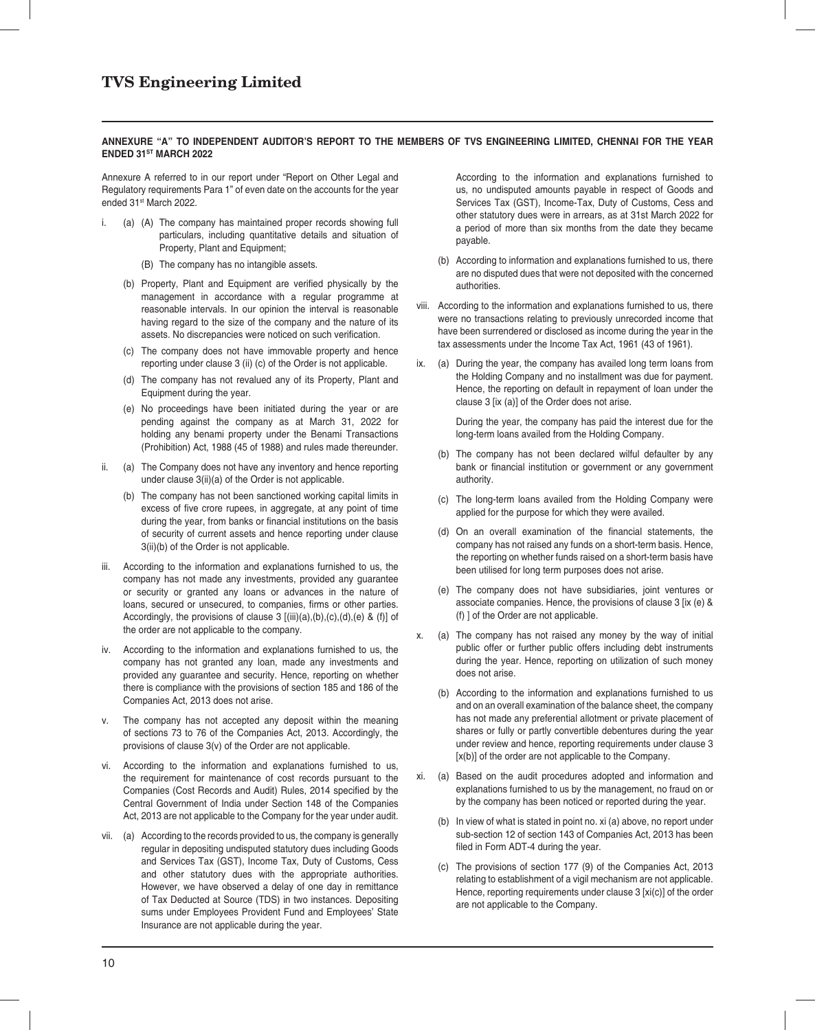**ANNEXURE "A" TO INDEPENDENT AUDITOR'S REPORT TO THE MEMBERS OF TVS ENGINEERING LIMITED, CHENNAI FOR THE YEAR ENDED 31ST MARCH 2022**

Annexure A referred to in our report under "Report on Other Legal and Regulatory requirements Para 1" of even date on the accounts for the year ended 31st March 2022.

i. (a) (A) The company has maintained proper records showing full particulars, including quantitative details and situation of Property, Plant and Equipment;

(B) The company has no intangible assets.

(b) Property, Plant and Equipment are verified physically by the management in accordance with a regular programme at reasonable intervals. In our opinion the interval is reasonable having regard to the size of the company and the nature of its assets. No discrepancies were noticed on such verification.

(c) The company does not have immovable property and hence reporting under clause 3 (ii) (c) of the Order is not applicable.

(d) The company has not revalued any of its Property, Plant and Equipment during the year.

(e) No proceedings have been initiated during the year or are pending against the company as at March 31, 2022 for holding any benami property under the Benami Transactions (Prohibition) Act, 1988 (45 of 1988) and rules made thereunder.

ii. (a) The Company does not have any inventory and hence reporting under clause 3(ii)(a) of the Order is not applicable.

(b) The company has not been sanctioned working capital limits in excess of five crore rupees, in aggregate, at any point of time during the year, from banks or financial institutions on the basis of security of current assets and hence reporting under clause 3(ii)(b) of the Order is not applicable.

iii. According to the information and explanations furnished to us, the company has not made any investments, provided any guarantee or security or granted any loans or advances in the nature of loans, secured or unsecured, to companies, firms or other parties. Accordingly, the provisions of clause 3 [(iii)(a),(b),(c),(d),(e) & (f)] of the order are not applicable to the company.

iv. According to the information and explanations furnished to us, the company has not granted any loan, made any investments and provided any guarantee and security. Hence, reporting on whether there is compliance with the provisions of section 185 and 186 of the Companies Act, 2013 does not arise.

v. The company has not accepted any deposit within the meaning of sections 73 to 76 of the Companies Act, 2013. Accordingly, the provisions of clause 3(v) of the Order are not applicable.

vi. According to the information and explanations furnished to us, the requirement for maintenance of cost records pursuant to the Companies (Cost Records and Audit) Rules, 2014 specified by the Central Government of India under Section 148 of the Companies Act, 2013 are not applicable to the Company for the year under audit.

vii. (a) According to the records provided to us, the company is generally regular in depositing undisputed statutory dues including Goods and Services Tax (GST), Income Tax, Duty of Customs, Cess and other statutory dues with the appropriate authorities. However, we have observed a delay of one day in remittance of Tax Deducted at Source (TDS) in two instances. Depositing sums under Employees Provident Fund and Employees' State Insurance are not applicable during the year.

According to the information and explanations furnished to us, no undisputed amounts payable in respect of Goods and Services Tax (GST), Income-Tax, Duty of Customs, Cess and other statutory dues were in arrears, as at 31st March 2022 for a period of more than six months from the date they became payable.

(b) According to information and explanations furnished to us, there are no disputed dues that were not deposited with the concerned authorities.

viii. According to the information and explanations furnished to us, there were no transactions relating to previously unrecorded income that have been surrendered or disclosed as income during the year in the tax assessments under the Income Tax Act, 1961 (43 of 1961).

ix. (a) During the year, the company has availed long term loans from the Holding Company and no installment was due for payment. Hence, the reporting on default in repayment of loan under the clause 3 [ix (a)] of the Order does not arise.

During the year, the company has paid the interest due for the long-term loans availed from the Holding Company.

(b) The company has not been declared wilful defaulter by any bank or financial institution or government or any government authority.

(c) The long-term loans availed from the Holding Company were applied for the purpose for which they were availed.

(d) On an overall examination of the financial statements, the company has not raised any funds on a short-term basis. Hence, the reporting on whether funds raised on a short-term basis have been utilised for long term purposes does not arise.

(e) The company does not have subsidiaries, joint ventures or associate companies. Hence, the provisions of clause 3 [ix (e) & (f) ] of the Order are not applicable.

x. (a) The company has not raised any money by the way of initial public offer or further public offers including debt instruments during the year. Hence, reporting on utilization of such money does not arise.

(b) According to the information and explanations furnished to us and on an overall examination of the balance sheet, the company has not made any preferential allotment or private placement of shares or fully or partly convertible debentures during the year under review and hence, reporting requirements under clause 3 [x(b)] of the order are not applicable to the Company.

xi. (a) Based on the audit procedures adopted and information and explanations furnished to us by the management, no fraud on or by the company has been noticed or reported during the year.

(b) In view of what is stated in point no. xi (a) above, no report under sub-section 12 of section 143 of Companies Act, 2013 has been filed in Form ADT-4 during the year.

(c) The provisions of section 177 (9) of the Companies Act, 2013 relating to establishment of a vigil mechanism are not applicable. Hence, reporting requirements under clause 3 [xi(c)] of the order are not applicable to the Company.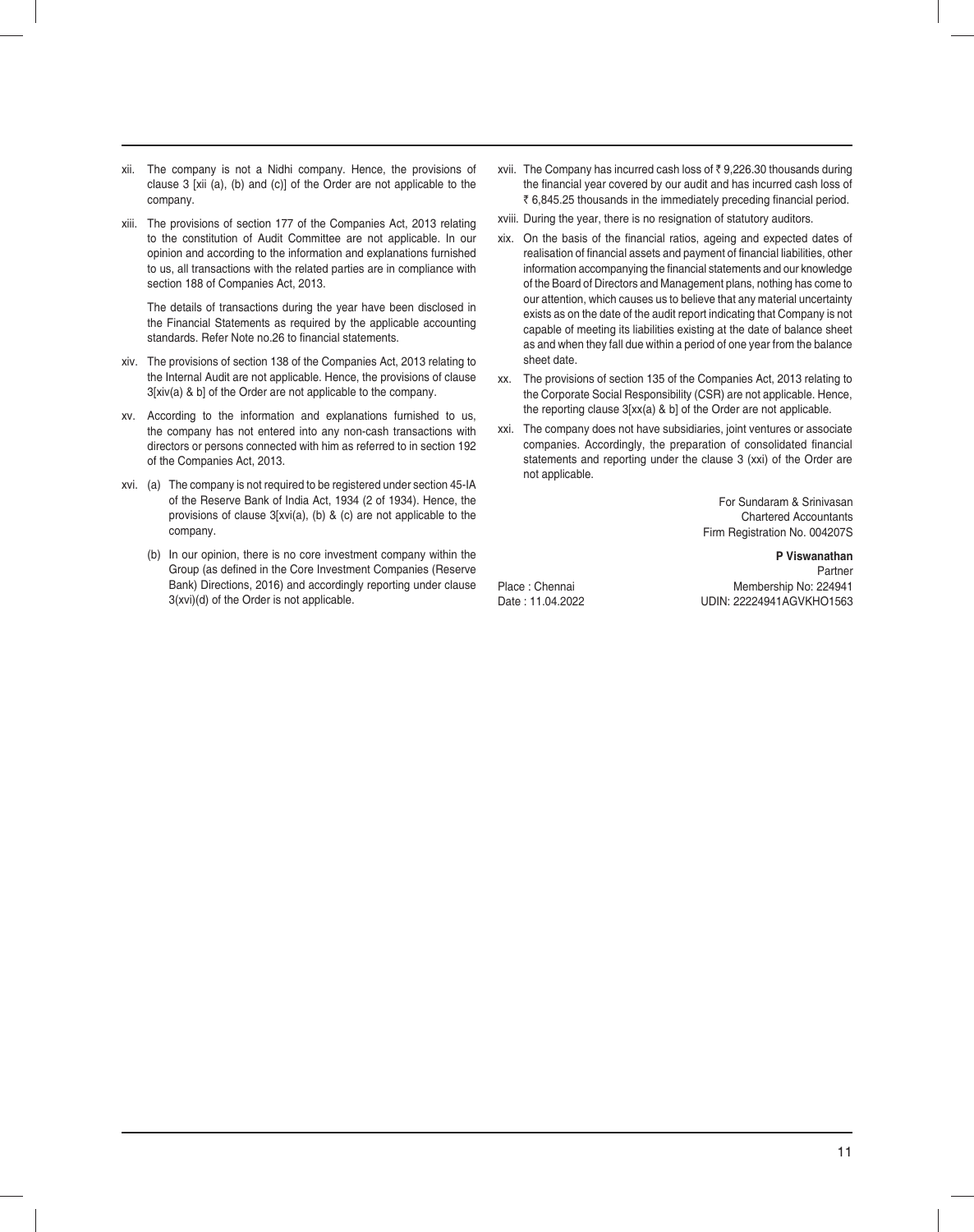xii. The company is not a Nidhi company. Hence, the provisions of clause 3 [xii (a), (b) and (c)] of the Order are not applicable to the company.

xiii. The provisions of section 177 of the Companies Act, 2013 relating to the constitution of Audit Committee are not applicable. In our opinion and according to the information and explanations furnished to us, all transactions with the related parties are in compliance with section 188 of Companies Act, 2013.

The details of transactions during the year have been disclosed in the Financial Statements as required by the applicable accounting standards. Refer Note no.26 to financial statements.

xiv. The provisions of section 138 of the Companies Act, 2013 relating to the Internal Audit are not applicable. Hence, the provisions of clause 3[xiv(a) & b] of the Order are not applicable to the company.

xv. According to the information and explanations furnished to us, the company has not entered into any non-cash transactions with directors or persons connected with him as referred to in section 192 of the Companies Act, 2013.

xvi. (a) The company is not required to be registered under section 45-IA of the Reserve Bank of India Act, 1934 (2 of 1934). Hence, the provisions of clause 3[xvi(a), (b) & (c) are not applicable to the company.

(b) In our opinion, there is no core investment company within the Group (as defined in the Core Investment Companies (Reserve Bank) Directions, 2016) and accordingly reporting under clause 3(xvi)(d) of the Order is not applicable.

xvii. The Company has incurred cash loss of ₹ 9,226.30 thousands during the financial year covered by our audit and has incurred cash loss of ₹ 6,845.25 thousands in the immediately preceding financial period.

xviii. During the year, there is no resignation of statutory auditors.

xix. On the basis of the financial ratios, ageing and expected dates of realisation of financial assets and payment of financial liabilities, other information accompanying the financial statements and our knowledge of the Board of Directors and Management plans, nothing has come to our attention, which causes us to believe that any material uncertainty exists as on the date of the audit report indicating that Company is not capable of meeting its liabilities existing at the date of balance sheet as and when they fall due within a period of one year from the balance sheet date.

xx. The provisions of section 135 of the Companies Act, 2013 relating to the Corporate Social Responsibility (CSR) are not applicable. Hence, the reporting clause 3[xx(a) & b] of the Order are not applicable.

xxi. The company does not have subsidiaries, joint ventures or associate companies. Accordingly, the preparation of consolidated financial statements and reporting under the clause 3 (xxi) of the Order are not applicable.

For Sundaram & Srinivasan
Chartered Accountants
Firm Registration No. 004207S

**P Viswanathan**
Partner
Membership No: 224941
UDIN: 22224941AGVKHO1563

Place : Chennai
Date : 11.04.2022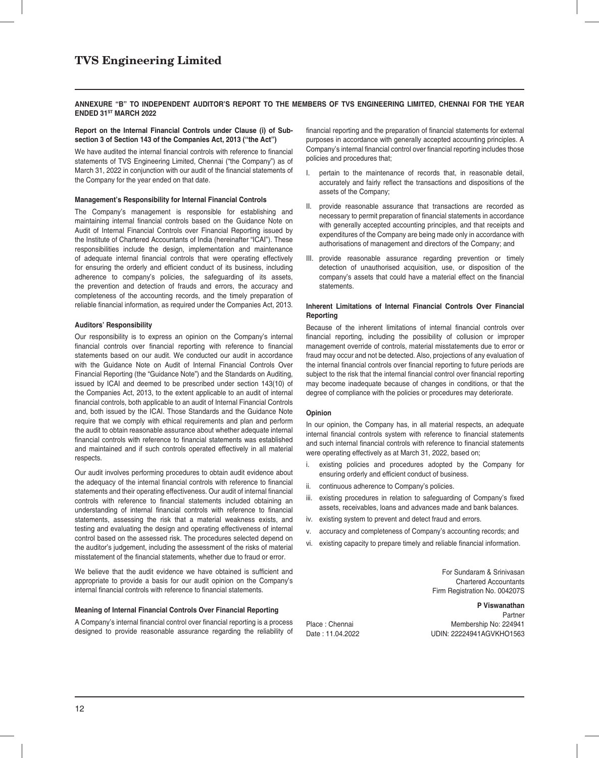## ANNEXURE "B" TO INDEPENDENT AUDITOR'S REPORT TO THE MEMBERS OF TVS ENGINEERING LIMITED, CHENNAI FOR THE YEAR ENDED 31ST MARCH 2022

**Report on the Internal Financial Controls under Clause (i) of Sub-section 3 of Section 143 of the Companies Act, 2013 ("the Act")**

We have audited the internal financial controls with reference to financial statements of TVS Engineering Limited, Chennai ("the Company") as of March 31, 2022 in conjunction with our audit of the financial statements of the Company for the year ended on that date.

**Management's Responsibility for Internal Financial Controls**

The Company's management is responsible for establishing and maintaining internal financial controls based on the Guidance Note on Audit of Internal Financial Controls over Financial Reporting issued by the Institute of Chartered Accountants of India (hereinafter "ICAI"). These responsibilities include the design, implementation and maintenance of adequate internal financial controls that were operating effectively for ensuring the orderly and efficient conduct of its business, including adherence to company's policies, the safeguarding of its assets, the prevention and detection of frauds and errors, the accuracy and completeness of the accounting records, and the timely preparation of reliable financial information, as required under the Companies Act, 2013.

**Auditors' Responsibility**

Our responsibility is to express an opinion on the Company's internal financial controls over financial reporting with reference to financial statements based on our audit. We conducted our audit in accordance with the Guidance Note on Audit of Internal Financial Controls Over Financial Reporting (the "Guidance Note") and the Standards on Auditing, issued by ICAI and deemed to be prescribed under section 143(10) of the Companies Act, 2013, to the extent applicable to an audit of internal financial controls, both applicable to an audit of Internal Financial Controls and, both issued by the ICAI. Those Standards and the Guidance Note require that we comply with ethical requirements and plan and perform the audit to obtain reasonable assurance about whether adequate internal financial controls with reference to financial statements was established and maintained and if such controls operated effectively in all material respects.

Our audit involves performing procedures to obtain audit evidence about the adequacy of the internal financial controls with reference to financial statements and their operating effectiveness. Our audit of internal financial controls with reference to financial statements included obtaining an understanding of internal financial controls with reference to financial statements, assessing the risk that a material weakness exists, and testing and evaluating the design and operating effectiveness of internal control based on the assessed risk. The procedures selected depend on the auditor's judgement, including the assessment of the risks of material misstatement of the financial statements, whether due to fraud or error.

We believe that the audit evidence we have obtained is sufficient and appropriate to provide a basis for our audit opinion on the Company's internal financial controls with reference to financial statements.

**Meaning of Internal Financial Controls Over Financial Reporting**

A Company's internal financial control over financial reporting is a process designed to provide reasonable assurance regarding the reliability of financial reporting and the preparation of financial statements for external purposes in accordance with generally accepted accounting principles. A Company's internal financial control over financial reporting includes those policies and procedures that;

I. pertain to the maintenance of records that, in reasonable detail, accurately and fairly reflect the transactions and dispositions of the assets of the Company;

II. provide reasonable assurance that transactions are recorded as necessary to permit preparation of financial statements in accordance with generally accepted accounting principles, and that receipts and expenditures of the Company are being made only in accordance with authorisations of management and directors of the Company; and

III. provide reasonable assurance regarding prevention or timely detection of unauthorised acquisition, use, or disposition of the company's assets that could have a material effect on the financial statements.

**Inherent Limitations of Internal Financial Controls Over Financial Reporting**

Because of the inherent limitations of internal financial controls over financial reporting, including the possibility of collusion or improper management override of controls, material misstatements due to error or fraud may occur and not be detected. Also, projections of any evaluation of the internal financial controls over financial reporting to future periods are subject to the risk that the internal financial control over financial reporting may become inadequate because of changes in conditions, or that the degree of compliance with the policies or procedures may deteriorate.

**Opinion**

In our opinion, the Company has, in all material respects, an adequate internal financial controls system with reference to financial statements and such internal financial controls with reference to financial statements were operating effectively as at March 31, 2022, based on;

i. existing policies and procedures adopted by the Company for ensuring orderly and efficient conduct of business.

ii. continuous adherence to Company's policies.

iii. existing procedures in relation to safeguarding of Company's fixed assets, receivables, loans and advances made and bank balances.

iv. existing system to prevent and detect fraud and errors.

v. accuracy and completeness of Company's accounting records; and

vi. existing capacity to prepare timely and reliable financial information.

For Sundaram & Srinivasan
Chartered Accountants
Firm Registration No. 004207S

**P Viswanathan**
Partner
Membership No: 224941
UDIN: 22224941AGVKHO1563

Place : Chennai
Date : 11.04.2022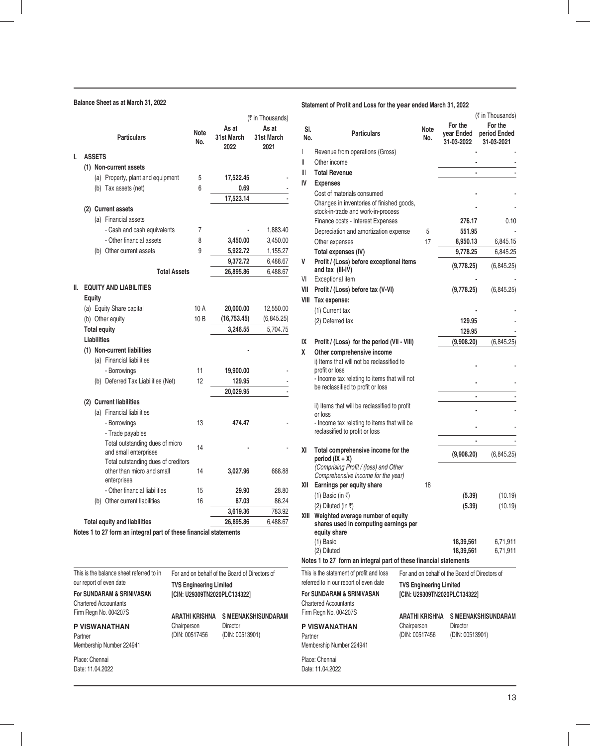## Balance Sheet as at March 31, 2022

(₹ in Thousands)

| | Particulars | Note No. | As at 31st March 2022 | As at 31st March 2021 |
|---|---|---|---|---|
| **I.** | **ASSETS** | | | |
| | **(1) Non-current assets** | | | |
| | (a) Property, plant and equipment | 5 | **17,522.45** | - |
| | (b) Tax assets (net) | 6 | **0.69** | - |
| | | | **17,523.14** | - |
| | **(2) Current assets** | | | |
| | (a) Financial assets | | | |
| | - Cash and cash equivalents | 7 | **-** | 1,883.40 |
| | - Other financial assets | 8 | **3,450.00** | 3,450.00 |
| | (b) Other current assets | 9 | **5,922.72** | 1,155.27 |
| | | | **9,372.72** | 6,488.67 |
| | **Total Assets** | | **26,895.86** | 6,488.67 |
| **II.** | **EQUITY AND LIABILITIES** | | | |
| | **Equity** | | | |
| | (a) Equity Share capital | 10 A | **20,000.00** | 12,550.00 |
| | (b) Other equity | 10 B | **(16,753.45)** | (6,845.25) |
| | **Total equity** | | **3,246.55** | 5,704.75 |
| | **Liabilities** | | | |
| | **(1) Non-current liabilities** | | **-** | |
| | (a) Financial liabilities | | | |
| | - Borrowings | 11 | **19,900.00** | - |
| | (b) Deferred Tax Liabilities (Net) | 12 | **129.95** | - |
| | | | **20,029.95** | - |
| | **(2) Current liabilities** | | | |
| | (a) Financial liabilities | | | |
| | - Borrowings | 13 | **474.47** | - |
| | - Trade payables | | | |
| | Total outstanding dues of micro and small enterprises | 14 | **-** | - |
| | Total outstanding dues of creditors other than micro and small enterprises | 14 | **3,027.96** | 668.88 |
| | - Other financial liabilities | 15 | **29.90** | 28.80 |
| | (b) Other current liabilities | 16 | **87.03** | 86.24 |
| | | | **3,619.36** | 783.92 |
| | **Total equity and liabilities** | | **26,895.86** | 6,488.67 |

**Notes 1 to 27 form an integral part of these financial statements**

This is the balance sheet referred to in our report of even date

**For SUNDARAM & SRINIVASAN**
Chartered Accountants
Firm Regn No. 004207S

**P VISWANATHAN**
Partner
Membership Number 224941

Place: Chennai
Date: 11.04.2022

For and on behalf of the Board of Directors of
**TVS Engineering Limited**
**[CIN: U29309TN2020PLC134322]**

**ARATHI KRISHNA** — Chairperson (DIN: 00517456)
**S MEENAKSHISUNDARAM** — Director (DIN: 00513901)

## Statement of Profit and Loss for the year ended March 31, 2022

(₹ in Thousands)

| Sl. No. | Particulars | Note No. | For the year Ended 31-03-2022 | For the period Ended 31-03-2021 |
|---|---|---|---|---|
| I | Revenue from operations (Gross) | | **-** | - |
| II | Other income | | **-** | - |
| III | **Total Revenue** | | **-** | - |
| IV | **Expenses** | | | |
| | Cost of materials consumed | | **-** | - |
| | Changes in inventories of finished goods, stock-in-trade and work-in-process | | **-** | - |
| | Finance costs - Interest Expenses | | **276.17** | 0.10 |
| | Depreciation and amortization expense | 5 | **551.95** | - |
| | Other expenses | 17 | **8,950.13** | 6,845.15 |
| | **Total expenses (IV)** | | **9,778.25** | 6,845.25 |
| V | **Profit / (Loss) before exceptional items and tax (III-IV)** | | **(9,778.25)** | (6,845.25) |
| VI | Exceptional item | | **-** | - |
| VII | **Profit / (Loss) before tax (V-VI)** | | **(9,778.25)** | (6,845.25) |
| VIII | **Tax expense:** | | | |
| | (1) Current tax | | **-** | - |
| | (2) Deferred tax | | **129.95** | - |
| | | | **129.95** | - |
| IX | **Profit / (Loss) for the period (VII - VIII)** | | **(9,908.20)** | (6,845.25) |
| X | **Other comprehensive income** | | | |
| | i) Items that will not be reclassified to profit or loss | | **-** | - |
| | - Income tax relating to items that will not be reclassified to profit or loss | | **-** | - |
| | | | **-** | - |
| | ii) Items that will be reclassified to profit or loss | | **-** | - |
| | - Income tax relating to items that will be reclassified to profit or loss | | **-** | - |
| | | | **-** | - |
| XI | **Total comprehensive income for the period (IX + X)** *(Comprising Profit / (loss) and Other Comprehensive Income for the year)* | | **(9,908.20)** | (6,845.25) |
| XII | **Earnings per equity share** | 18 | | |
| | (1) Basic (in ₹) | | **(5.39)** | (10.19) |
| | (2) Diluted (in ₹) | | **(5.39)** | (10.19) |
| XIII | **Weighted average number of equity shares used in computing earnings per equity share** | | | |
| | (1) Basic | | **18,39,561** | 6,71,911 |
| | (2) Diluted | | **18,39,561** | 6,71,911 |

**Notes 1 to 27 form an integral part of these financial statements**

This is the statement of profit and loss referred to in our report of even date

**For SUNDARAM & SRINIVASAN**
Chartered Accountants
Firm Regn No. 004207S

**P VISWANATHAN**
Partner
Membership Number 224941

Place: Chennai
Date: 11.04.2022

For and on behalf of the Board of Directors of
**TVS Engineering Limited**
**[CIN: U29309TN2020PLC134322]**

**ARATHI KRISHNA** — Chairperson (DIN: 00517456)
**S MEENAKSHISUNDARAM** — Director (DIN: 00513901)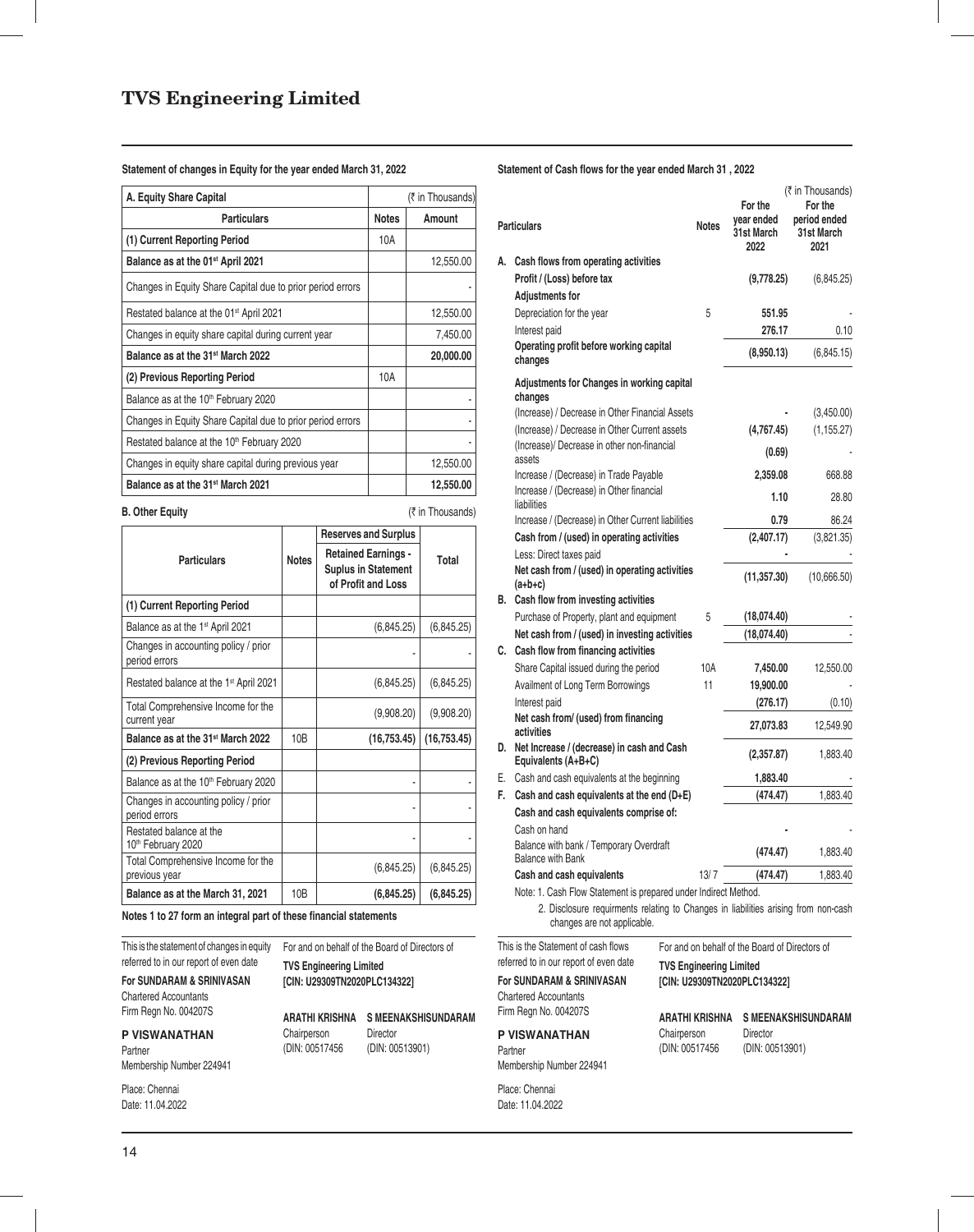# TVS Engineering Limited

**Statement of changes in Equity for the year ended March 31, 2022**

| A. Equity Share Capital | | (₹ in Thousands) |
|---|---|---|
| **Particulars** | **Notes** | **Amount** |
| **(1) Current Reporting Period** | 10A | |
| **Balance as at the 01st April 2021** | | 12,550.00 |
| Changes in Equity Share Capital due to prior period errors | | - |
| Restated balance at the 01st April 2021 | | 12,550.00 |
| Changes in equity share capital during current year | | 7,450.00 |
| **Balance as at the 31st March 2022** | | **20,000.00** |
| **(2) Previous Reporting Period** | 10A | |
| Balance as at the 10th February 2020 | | - |
| Changes in Equity Share Capital due to prior period errors | | - |
| Restated balance at the 10th February 2020 | | - |
| Changes in equity share capital during previous year | | 12,550.00 |
| **Balance as at the 31st March 2021** | | **12,550.00** |

**B. Other Equity** (₹ in Thousands)

| Particulars | Notes | Reserves and Surplus | Total |
|---|---|---|---|
| | | Retained Earnings - Suplus in Statement of Profit and Loss | |
| **(1) Current Reporting Period** | | | |
| Balance as at the 1st April 2021 | | (6,845.25) | (6,845.25) |
| Changes in accounting policy / prior period errors | | - | - |
| Restated balance at the 1st April 2021 | | (6,845.25) | (6,845.25) |
| Total Comprehensive Income for the current year | | (9,908.20) | (9,908.20) |
| **Balance as at the 31st March 2022** | 10B | **(16,753.45)** | **(16,753.45)** |
| **(2) Previous Reporting Period** | | | |
| Balance as at the 10th February 2020 | | - | - |
| Changes in accounting policy / prior period errors | | - | - |
| Restated balance at the 10th February 2020 | | - | - |
| Total Comprehensive Income for the previous year | | (6,845.25) | (6,845.25) |
| **Balance as at the March 31, 2021** | 10B | **(6,845.25)** | **(6,845.25)** |

**Notes 1 to 27 form an integral part of these financial statements**

This is the statement of changes in equity referred to in our report of even date

**For SUNDARAM & SRINIVASAN**
Chartered Accountants
Firm Regn No. 004207S

**P VISWANATHAN**
Partner
Membership Number 224941

Place: Chennai
Date: 11.04.2022

For and on behalf of the Board of Directors of
**TVS Engineering Limited**
**[CIN: U29309TN2020PLC134322]**

**ARATHI KRISHNA** Chairperson (DIN: 00517456)
**S MEENAKSHISUNDARAM** Director (DIN: 00513901)

**Statement of Cash flows for the year ended March 31 , 2022**

(₹ in Thousands)

| | Particulars | Notes | For the year ended 31st March 2022 | For the period ended 31st March 2021 |
|---|---|---|---|---|
| **A.** | **Cash flows from operating activities** | | | |
| | **Profit / (Loss) before tax** | | **(9,778.25)** | (6,845.25) |
| | **Adjustments for** | | | |
| | Depreciation for the year | 5 | **551.95** | - |
| | Interest paid | | **276.17** | 0.10 |
| | **Operating profit before working capital changes** | | **(8,950.13)** | (6,845.15) |
| | **Adjustments for Changes in working capital changes** | | | |
| | (Increase) / Decrease in Other Financial Assets | | **-** | (3,450.00) |
| | (Increase) / Decrease in Other Current assets | | **(4,767.45)** | (1,155.27) |
| | (Increase)/ Decrease in other non-financial assets | | **(0.69)** | - |
| | Increase / (Decrease) in Trade Payable | | **2,359.08** | 668.88 |
| | Increase / (Decrease) in Other financial liabilities | | **1.10** | 28.80 |
| | Increase / (Decrease) in Other Current liabilities | | **0.79** | 86.24 |
| | **Cash from / (used) in operating activities** | | **(2,407.17)** | (3,821.35) |
| | Less: Direct taxes paid | | **-** | - |
| | **Net cash from / (used) in operating activities (a+b+c)** | | **(11,357.30)** | (10,666.50) |
| **B.** | **Cash flow from investing activities** | | | |
| | Purchase of Property, plant and equipment | 5 | **(18,074.40)** | - |
| | **Net cash from / (used) in investing activities** | | **(18,074.40)** | - |
| **C.** | **Cash flow from financing activities** | | | |
| | Share Capital issued during the period | 10A | **7,450.00** | 12,550.00 |
| | Availment of Long Term Borrowings | 11 | **19,900.00** | - |
| | Interest paid | | **(276.17)** | (0.10) |
| | **Net cash from/ (used) from financing activities** | | **27,073.83** | 12,549.90 |
| **D.** | **Net Increase / (decrease) in cash and Cash Equivalents (A+B+C)** | | **(2,357.87)** | 1,883.40 |
| E. | Cash and cash equivalents at the beginning | | **1,883.40** | - |
| **F.** | **Cash and cash equivalents at the end (D+E)** | | **(474.47)** | 1,883.40 |
| | **Cash and cash equivalents comprise of:** | | | |
| | Cash on hand | | **-** | - |
| | Balance with bank / Temporary Overdraft Balance with Bank | | **(474.47)** | 1,883.40 |
| | **Cash and cash equivalents** | 13/ 7 | **(474.47)** | 1,883.40 |

Note: 1. Cash Flow Statement is prepared under Indirect Method.

2. Disclosure requirments relating to Changes in liabilities arising from non-cash changes are not applicable.

This is the Statement of cash flows referred to in our report of even date

**For SUNDARAM & SRINIVASAN**
Chartered Accountants
Firm Regn No. 004207S

**P VISWANATHAN**
Partner
Membership Number 224941

Place: Chennai
Date: 11.04.2022

For and on behalf of the Board of Directors of
**TVS Engineering Limited**
**[CIN: U29309TN2020PLC134322]**

**ARATHI KRISHNA** Chairperson (DIN: 00517456)
**S MEENAKSHISUNDARAM** Director (DIN: 00513901)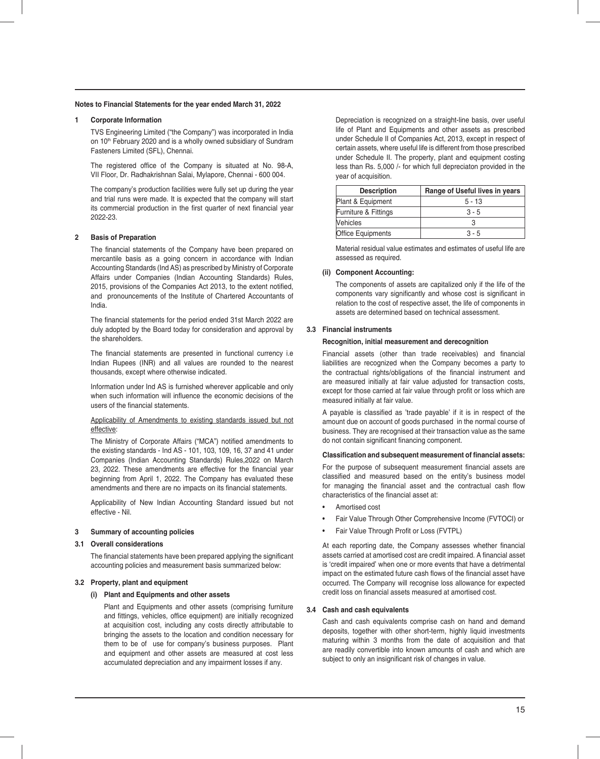**Notes to Financial Statements for the year ended March 31, 2022**

## 1 Corporate Information

TVS Engineering Limited ("the Company") was incorporated in India on 10th February 2020 and is a wholly owned subsidiary of Sundram Fasteners Limited (SFL), Chennai.

The registered office of the Company is situated at No. 98-A, VII Floor, Dr. Radhakrishnan Salai, Mylapore, Chennai - 600 004.

The company's production facilities were fully set up during the year and trial runs were made. It is expected that the company will start its commercial production in the first quarter of next financial year 2022-23.

## 2 Basis of Preparation

The financial statements of the Company have been prepared on mercantile basis as a going concern in accordance with Indian Accounting Standards (Ind AS) as prescribed by Ministry of Corporate Affairs under Companies (Indian Accounting Standards) Rules, 2015, provisions of the Companies Act 2013, to the extent notified, and pronouncements of the Institute of Chartered Accountants of India.

The financial statements for the period ended 31st March 2022 are duly adopted by the Board today for consideration and approval by the shareholders.

The financial statements are presented in functional currency i.e Indian Rupees (INR) and all values are rounded to the nearest thousands, except where otherwise indicated.

Information under Ind AS is furnished wherever applicable and only when such information will influence the economic decisions of the users of the financial statements.

Applicability of Amendments to existing standards issued but not effective:

The Ministry of Corporate Affairs ("MCA") notified amendments to the existing standards - Ind AS - 101, 103, 109, 16, 37 and 41 under Companies (Indian Accounting Standards) Rules,2022 on March 23, 2022. These amendments are effective for the financial year beginning from April 1, 2022. The Company has evaluated these amendments and there are no impacts on its financial statements.

Applicability of New Indian Accounting Standard issued but not effective - Nil.

## 3 Summary of accounting policies

### 3.1 Overall considerations

The financial statements have been prepared applying the significant accounting policies and measurement basis summarized below:

### 3.2 Property, plant and equipment

#### (i) Plant and Equipments and other assets

Plant and Equipments and other assets (comprising furniture and fittings, vehicles, office equipment) are initially recognized at acquisition cost, including any costs directly attributable to bringing the assets to the location and condition necessary for them to be of use for company's business purposes. Plant and equipment and other assets are measured at cost less accumulated depreciation and any impairment losses if any.

Depreciation is recognized on a straight-line basis, over useful life of Plant and Equipments and other assets as prescribed under Schedule II of Companies Act, 2013, except in respect of certain assets, where useful life is different from those prescribed under Schedule II. The property, plant and equipment costing less than Rs. 5,000 /- for which full depreciaton provided in the year of acquisition.

| Description | Range of Useful lives in years |
|---|---|
| Plant & Equipment | 5 - 13 |
| Furniture & Fittings | 3 - 5 |
| Vehicles | 3 |
| Office Equipments | 3 - 5 |

Material residual value estimates and estimates of useful life are assessed as required.

#### (ii) Component Accounting:

The components of assets are capitalized only if the life of the components vary significantly and whose cost is significant in relation to the cost of respective asset, the life of components in assets are determined based on technical assessment.

### 3.3 Financial instruments

**Recognition, initial measurement and derecognition**

Financial assets (other than trade receivables) and financial liabilities are recognized when the Company becomes a party to the contractual rights/obligations of the financial instrument and are measured initially at fair value adjusted for transaction costs, except for those carried at fair value through profit or loss which are measured initially at fair value.

A payable is classified as 'trade payable' if it is in respect of the amount due on account of goods purchased in the normal course of business. They are recognised at their transaction value as the same do not contain significant financing component.

**Classification and subsequent measurement of financial assets:**

For the purpose of subsequent measurement financial assets are classified and measured based on the entity's business model for managing the financial asset and the contractual cash flow characteristics of the financial asset at:

- Amortised cost
- Fair Value Through Other Comprehensive Income (FVTOCI) or
- Fair Value Through Profit or Loss (FVTPL)

At each reporting date, the Company assesses whether financial assets carried at amortised cost are credit impaired. A financial asset is 'credit impaired' when one or more events that have a detrimental impact on the estimated future cash flows of the financial asset have occurred. The Company will recognise loss allowance for expected credit loss on financial assets measured at amortised cost.

### 3.4 Cash and cash equivalents

Cash and cash equivalents comprise cash on hand and demand deposits, together with other short-term, highly liquid investments maturing within 3 months from the date of acquisition and that are readily convertible into known amounts of cash and which are subject to only an insignificant risk of changes in value.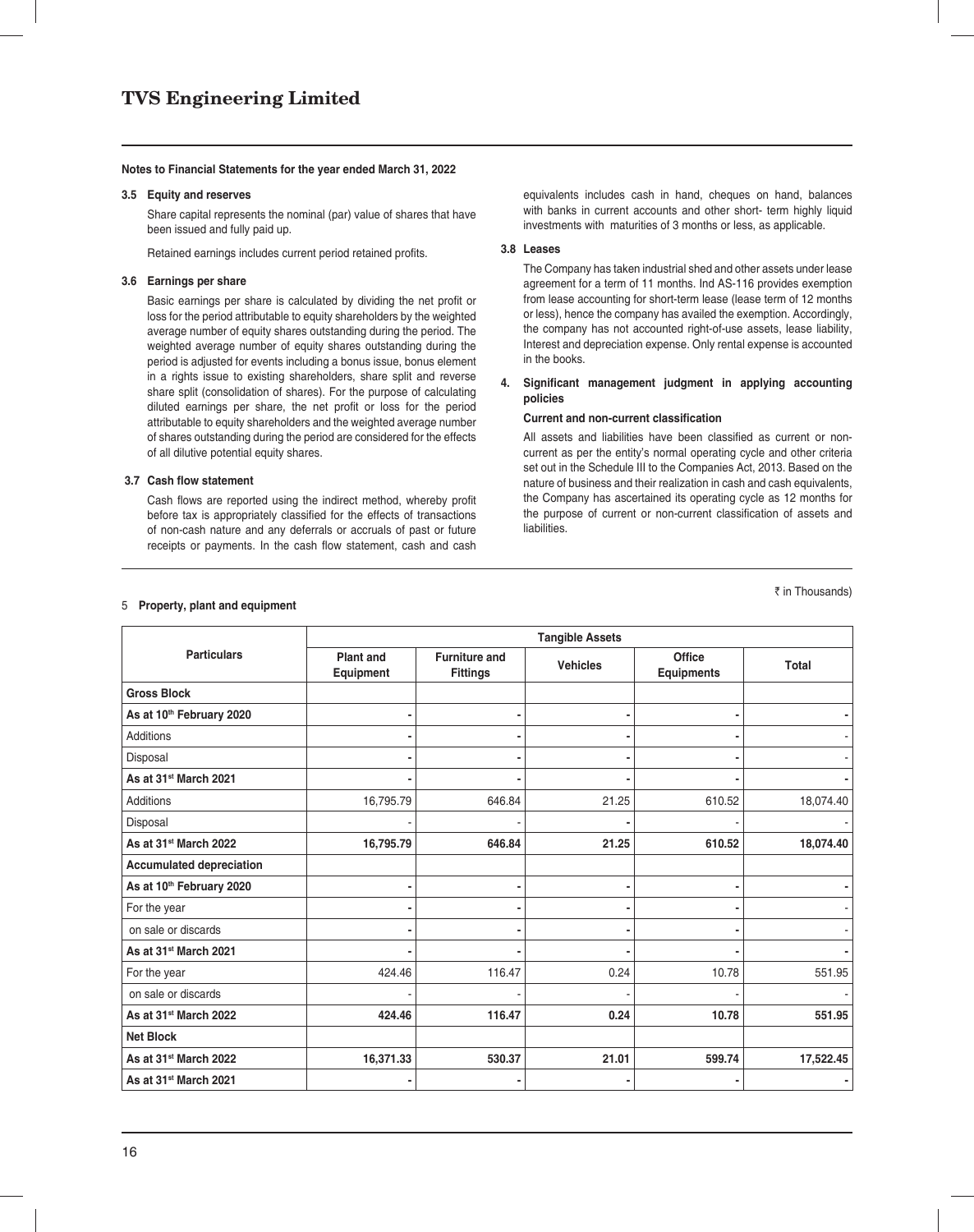**Notes to Financial Statements for the year ended March 31, 2022**

**3.5 Equity and reserves**

Share capital represents the nominal (par) value of shares that have been issued and fully paid up.

Retained earnings includes current period retained profits.

**3.6 Earnings per share**

Basic earnings per share is calculated by dividing the net profit or loss for the period attributable to equity shareholders by the weighted average number of equity shares outstanding during the period. The weighted average number of equity shares outstanding during the period is adjusted for events including a bonus issue, bonus element in a rights issue to existing shareholders, share split and reverse share split (consolidation of shares). For the purpose of calculating diluted earnings per share, the net profit or loss for the period attributable to equity shareholders and the weighted average number of shares outstanding during the period are considered for the effects of all dilutive potential equity shares.

**3.7 Cash flow statement**

Cash flows are reported using the indirect method, whereby profit before tax is appropriately classified for the effects of transactions of non-cash nature and any deferrals or accruals of past or future receipts or payments. In the cash flow statement, cash and cash equivalents includes cash in hand, cheques on hand, balances with banks in current accounts and other short- term highly liquid investments with maturities of 3 months or less, as applicable.

**3.8 Leases**

The Company has taken industrial shed and other assets under lease agreement for a term of 11 months. Ind AS-116 provides exemption from lease accounting for short-term lease (lease term of 12 months or less), hence the company has availed the exemption. Accordingly, the company has not accounted right-of-use assets, lease liability, Interest and depreciation expense. Only rental expense is accounted in the books.

**4. Significant management judgment in applying accounting policies**

**Current and non-current classification**

All assets and liabilities have been classified as current or non-current as per the entity's normal operating cycle and other criteria set out in the Schedule III to the Companies Act, 2013. Based on the nature of business and their realization in cash and cash equivalents, the Company has ascertained its operating cycle as 12 months for the purpose of current or non-current classification of assets and liabilities.

5 **Property, plant and equipment**

(₹ in Thousands)

| Particulars | Tangible Assets | | | | |
|---|---|---|---|---|---|
| | Plant and Equipment | Furniture and Fittings | Vehicles | Office Equipments | Total |
| **Gross Block** | | | | | |
| **As at 10th February 2020** | - | - | - | - | - |
| Additions | - | - | - | - | - |
| Disposal | - | - | - | - | - |
| **As at 31st March 2021** | - | - | - | - | - |
| Additions | 16,795.79 | 646.84 | 21.25 | 610.52 | 18,074.40 |
| Disposal | - | - | - | - | - |
| **As at 31st March 2022** | **16,795.79** | **646.84** | **21.25** | **610.52** | **18,074.40** |
| **Accumulated depreciation** | | | | | |
| **As at 10th February 2020** | - | - | - | - | - |
| For the year | - | - | - | - | - |
| on sale or discards | - | - | - | - | - |
| **As at 31st March 2021** | - | - | - | - | - |
| For the year | 424.46 | 116.47 | 0.24 | 10.78 | 551.95 |
| on sale or discards | - | - | - | - | - |
| **As at 31st March 2022** | **424.46** | **116.47** | **0.24** | **10.78** | **551.95** |
| **Net Block** | | | | | |
| **As at 31st March 2022** | **16,371.33** | **530.37** | **21.01** | **599.74** | **17,522.45** |
| **As at 31st March 2021** | - | - | - | - | - |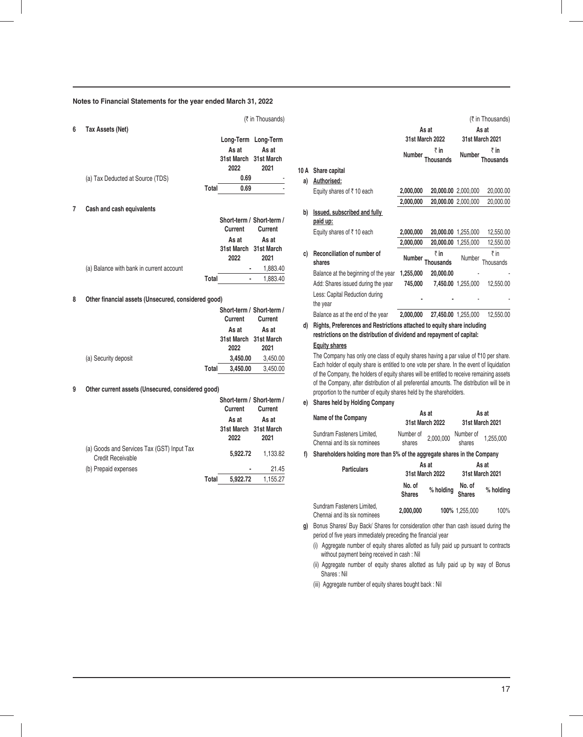## Notes to Financial Statements for the year ended March 31, 2022

(₹ in Thousands)

### 6 Tax Assets (Net)

| | | Long-Term As at 31st March 2022 | Long-Term As at 31st March 2021 |
|---|---|---|---|
| (a) Tax Deducted at Source (TDS) | | 0.69 | - |
| | **Total** | **0.69** | - |

### 7 Cash and cash equivalents

| | | Short-term / Current As at 31st March 2022 | Short-term / Current As at 31st March 2021 |
|---|---|---|---|
| (a) Balance with bank in current account | | - | 1,883.40 |
| | **Total** | **-** | 1,883.40 |

### 8 Other financial assets (Unsecured, considered good)

| | | Short-term / Current As at 31st March 2022 | Short-term / Current As at 31st March 2021 |
|---|---|---|---|
| (a) Security deposit | | 3,450.00 | 3,450.00 |
| | **Total** | **3,450.00** | 3,450.00 |

### 9 Other current assets (Unsecured, considered good)

| | | Short-term / Current As at 31st March 2022 | Short-term / Current As at 31st March 2021 |
|---|---|---|---|
| (a) Goods and Services Tax (GST) Input Tax Credit Receivable | | 5,922.72 | 1,133.82 |
| (b) Prepaid expenses | | - | 21.45 |
| | **Total** | **5,922.72** | 1,155.27 |

(₹ in Thousands)

### 10 A Share capital

| | As at 31st March 2022 | | As at 31st March 2021 | |
|---|---|---|---|---|
| | Number | ₹ in Thousands | Number | ₹ in Thousands |
| **a) Authorised:** | | | | |
| Equity shares of ₹ 10 each | 2,000,000 | 20,000.00 | 2,000,000 | 20,000.00 |
| | 2,000,000 | 20,000.00 | 2,000,000 | 20,000.00 |
| **b) Issued, subscribed and fully paid up:** | | | | |
| Equity shares of ₹ 10 each | 2,000,000 | 20,000.00 | 1,255,000 | 12,550.00 |
| | 2,000,000 | 20,000.00 | 1,255,000 | 12,550.00 |
| **c) Reconciliation of number of shares** | Number | ₹ in Thousands | Number | ₹ in Thousands |
| Balance at the beginning of the year | 1,255,000 | 20,000.00 | - | - |
| Add: Shares issued during the year | 745,000 | 7,450.00 | 1,255,000 | 12,550.00 |
| Less: Capital Reduction during the year | - | - | - | - |
| Balance as at the end of the year | 2,000,000 | 27,450.00 | 1,255,000 | 12,550.00 |

**d) Rights, Preferences and Restrictions attached to equity share including restrictions on the distribution of dividend and repayment of capital:**

**Equity shares**

The Company has only one class of equity shares having a par value of ₹10 per share. Each holder of equity share is entitled to one vote per share. In the event of liquidation of the Company, the holders of equity shares will be entitled to receive remaining assets of the Company, after distribution of all preferential amounts. The distribution will be in proportion to the number of equity shares held by the shareholders.

**e) Shares held by Holding Company**

| Name of the Company | As at 31st March 2022 | | As at 31st March 2021 | |
|---|---|---|---|---|
| Sundram Fasteners Limited, Chennai and its six nominees | Number of shares | 2,000,000 | Number of shares | 1,255,000 |

**f) Shareholders holding more than 5% of the aggregate shares in the Company**

| Particulars | As at 31st March 2022 | | As at 31st March 2021 | |
|---|---|---|---|---|
| | No. of Shares | % holding | No. of Shares | % holding |
| Sundram Fasteners Limited, Chennai and its six nominees | 2,000,000 | 100% | 1,255,000 | 100% |

**g)** Bonus Shares/ Buy Back/ Shares for consideration other than cash issued during the period of five years immediately preceding the financial year

(i) Aggregate number of equity shares allotted as fully paid up pursuant to contracts without payment being received in cash : Nil

(ii) Aggregate number of equity shares allotted as fully paid up by way of Bonus Shares : Nil

(iii) Aggregate number of equity shares bought back : Nil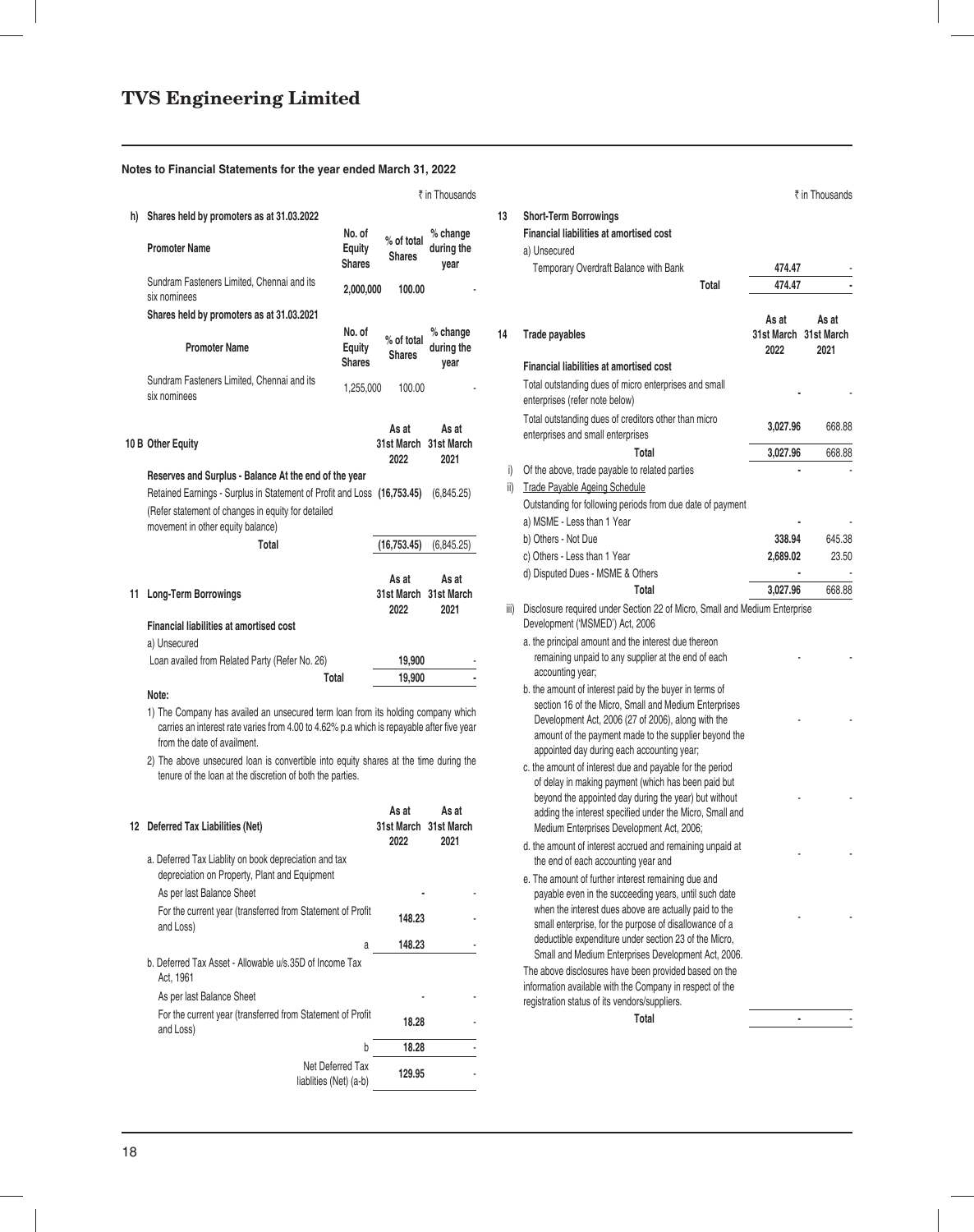# TVS Engineering Limited

**Notes to Financial Statements for the year ended March 31, 2022**

₹ in Thousands

**h) Shares held by promoters as at 31.03.2022**

| Promoter Name | No. of Equity Shares | % of total Shares | % change during the year |
|---|---|---|---|
| Sundram Fasteners Limited, Chennai and its six nominees | **2,000,000** | **100.00** | - |

**Shares held by promoters as at 31.03.2021**

| Promoter Name | No. of Equity Shares | % of total Shares | % change during the year |
|---|---|---|---|
| Sundram Fasteners Limited, Chennai and its six nominees | 1,255,000 | 100.00 | - |

| 10 B Other Equity | As at 31st March 2022 | As at 31st March 2021 |
|---|---|---|
| **Reserves and Surplus - Balance At the end of the year** | | |
| Retained Earnings - Surplus in Statement of Profit and Loss | **(16,753.45)** | (6,845.25) |
| (Refer statement of changes in equity for detailed movement in other equity balance) | | |
| **Total** | **(16,753.45)** | (6,845.25) |

| 11 Long-Term Borrowings | As at 31st March 2022 | As at 31st March 2021 |
|---|---|---|
| **Financial liabilities at amortised cost** | | |
| a) Unsecured | | |
| Loan availed from Related Party (Refer No. 26) | **19,900** | - |
| **Total** | **19,900** | **-** |

**Note:**

1) The Company has availed an unsecured term loan from its holding company which carries an interest rate varies from 4.00 to 4.62% p.a which is repayable after five year from the date of availment.

2) The above unsecured loan is convertible into equity shares at the time during the tenure of the loan at the discretion of both the parties.

| 12 Deferred Tax Liabilities (Net) | As at 31st March 2022 | As at 31st March 2021 |
|---|---|---|
| a. Deferred Tax Liablity on book depreciation and tax depreciation on Property, Plant and Equipment | | |
| As per last Balance Sheet | **-** | - |
| For the current year (transferred from Statement of Profit and Loss) | **148.23** | - |
| a | **148.23** | - |
| b. Deferred Tax Asset - Allowable u/s.35D of Income Tax Act, 1961 | | |
| As per last Balance Sheet | - | - |
| For the current year (transferred from Statement of Profit and Loss) | **18.28** | - |
| b | **18.28** | - |
| Net Deferred Tax liablities (Net) (a-b) | **129.95** | - |

| 13 Short-Term Borrowings | | |
|---|---|---|
| **Financial liabilities at amortised cost** | | |
| a) Unsecured | | |
| Temporary Overdraft Balance with Bank | **474.47** | - |
| **Total** | **474.47** | **-** |

| 14 Trade payables | As at 31st March 2022 | As at 31st March 2021 |
|---|---|---|
| **Financial liabilities at amortised cost** | | |
| Total outstanding dues of micro enterprises and small enterprises (refer note below) | **-** | - |
| Total outstanding dues of creditors other than micro enterprises and small enterprises | **3,027.96** | 668.88 |
| **Total** | **3,027.96** | 668.88 |
| i) Of the above, trade payable to related parties | **-** | - |
| ii) Trade Payable Ageing Schedule | | |
| Outstanding for following periods from due date of payment | | |
| a) MSME - Less than 1 Year | **-** | - |
| b) Others - Not Due | **338.94** | 645.38 |
| c) Others - Less than 1 Year | **2,689.02** | 23.50 |
| d) Disputed Dues - MSME & Others | **-** | - |
| **Total** | **3,027.96** | 668.88 |

iii) Disclosure required under Section 22 of Micro, Small and Medium Enterprise Development ('MSMED') Act, 2006

| | | |
|---|---|---|
| a. the principal amount and the interest due thereon remaining unpaid to any supplier at the end of each accounting year; | - | - |
| b. the amount of interest paid by the buyer in terms of section 16 of the Micro, Small and Medium Enterprises Development Act, 2006 (27 of 2006), along with the amount of the payment made to the supplier beyond the appointed day during each accounting year; | - | - |
| c. the amount of interest due and payable for the period of delay in making payment (which has been paid but beyond the appointed day during the year) but without adding the interest specified under the Micro, Small and Medium Enterprises Development Act, 2006; | - | - |
| d. the amount of interest accrued and remaining unpaid at the end of each accounting year and | - | - |
| e. The amount of further interest remaining due and payable even in the succeeding years, until such date when the interest dues above are actually paid to the small enterprise, for the purpose of disallowance of a deductible expenditure under section 23 of the Micro, Small and Medium Enterprises Development Act, 2006. | - | - |
| The above disclosures have been provided based on the information available with the Company in respect of the registration status of its vendors/suppliers. | | |
| **Total** | **-** | - |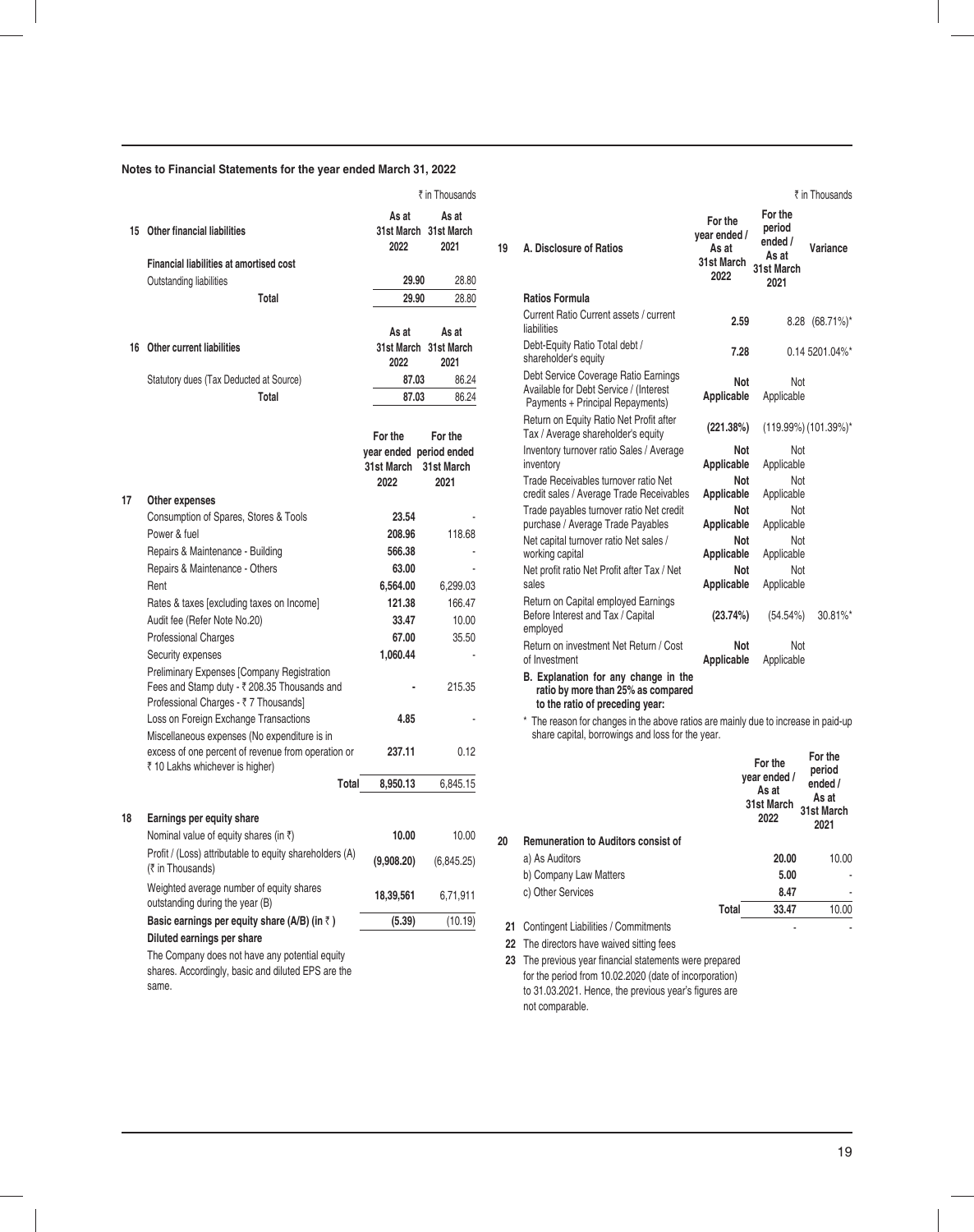## Notes to Financial Statements for the year ended March 31, 2022

₹ in Thousands

| 15 Other financial liabilities | As at 31st March 2022 | As at 31st March 2021 |
|---|---|---|
| **Financial liabilities at amortised cost** | | |
| Outstanding liabilities | **29.90** | 28.80 |
| **Total** | **29.90** | 28.80 |

| 16 Other current liabilities | As at 31st March 2022 | As at 31st March 2021 |
|---|---|---|
| Statutory dues (Tax Deducted at Source) | **87.03** | 86.24 |
| **Total** | **87.03** | 86.24 |

| 17 Other expenses | For the year ended 31st March 2022 | For the period ended 31st March 2021 |
|---|---|---|
| Consumption of Spares, Stores & Tools | **23.54** | - |
| Power & fuel | **208.96** | 118.68 |
| Repairs & Maintenance - Building | **566.38** | - |
| Repairs & Maintenance - Others | **63.00** | - |
| Rent | **6,564.00** | 6,299.03 |
| Rates & taxes [excluding taxes on Income] | **121.38** | 166.47 |
| Audit fee (Refer Note No.20) | **33.47** | 10.00 |
| Professional Charges | **67.00** | 35.50 |
| Security expenses | **1,060.44** | - |
| Preliminary Expenses [Company Registration Fees and Stamp duty - ₹ 208.35 Thousands and Professional Charges - ₹ 7 Thousands] | **-** | 215.35 |
| Loss on Foreign Exchange Transactions | **4.85** | - |
| Miscellaneous expenses (No expenditure is in excess of one percent of revenue from operation or ₹ 10 Lakhs whichever is higher) | **237.11** | 0.12 |
| **Total** | **8,950.13** | 6,845.15 |

| 18 Earnings per equity share | For the year ended 31st March 2022 | For the period ended 31st March 2021 |
|---|---|---|
| Nominal value of equity shares (in ₹) | **10.00** | 10.00 |
| Profit / (Loss) attributable to equity shareholders (A) (₹ in Thousands) | **(9,908.20)** | (6,845.25) |
| Weighted average number of equity shares outstanding during the year (B) | **18,39,561** | 6,71,911 |
| **Basic earnings per equity share (A/B) (in ₹ )** | **(5.39)** | (10.19) |
| **Diluted earnings per share** | | |

The Company does not have any potential equity shares. Accordingly, basic and diluted EPS are the same.

₹ in Thousands

| 19 A. Disclosure of Ratios | For the year ended / As at 31st March 2022 | For the period ended / As at 31st March 2021 | Variance |
|---|---|---|---|
| **Ratios Formula** | | | |
| Current Ratio Current assets / current liabilities | **2.59** | 8.28 | (68.71%)* |
| Debt-Equity Ratio Total debt / shareholder's equity | **7.28** | 0.14 | 5201.04%* |
| Debt Service Coverage Ratio Earnings Available for Debt Service / (Interest Payments + Principal Repayments) | **Not Applicable** | Not Applicable | |
| Return on Equity Ratio Net Profit after Tax / Average shareholder's equity | **(221.38%)** | (119.99%) | (101.39%)* |
| Inventory turnover ratio Sales / Average inventory | **Not Applicable** | Not Applicable | |
| Trade Receivables turnover ratio Net credit sales / Average Trade Receivables | **Not Applicable** | Not Applicable | |
| Trade payables turnover ratio Net credit purchase / Average Trade Payables | **Not Applicable** | Not Applicable | |
| Net capital turnover ratio Net sales / working capital | **Not Applicable** | Not Applicable | |
| Net profit ratio Net Profit after Tax / Net sales | **Not Applicable** | Not Applicable | |
| Return on Capital employed Earnings Before Interest and Tax / Capital employed | **(23.74%)** | (54.54%) | 30.81%* |
| Return on investment Net Return / Cost of Investment | **Not Applicable** | Not Applicable | |

**B. Explanation for any change in the ratio by more than 25% as compared to the ratio of preceding year:**

\* The reason for changes in the above ratios are mainly due to increase in paid-up share capital, borrowings and loss for the year.

| 20 Remuneration to Auditors consist of | For the year ended / As at 31st March 2022 | For the period ended / As at 31st March 2021 |
|---|---|---|
| a) As Auditors | **20.00** | 10.00 |
| b) Company Law Matters | **5.00** | - |
| c) Other Services | **8.47** | - |
| Total | **33.47** | 10.00 |

| 21 Contingent Liabilities / Commitments | - | - |
|---|---|---|

22 The directors have waived sitting fees

23 The previous year financial statements were prepared for the period from 10.02.2020 (date of incorporation) to 31.03.2021. Hence, the previous year's figures are not comparable.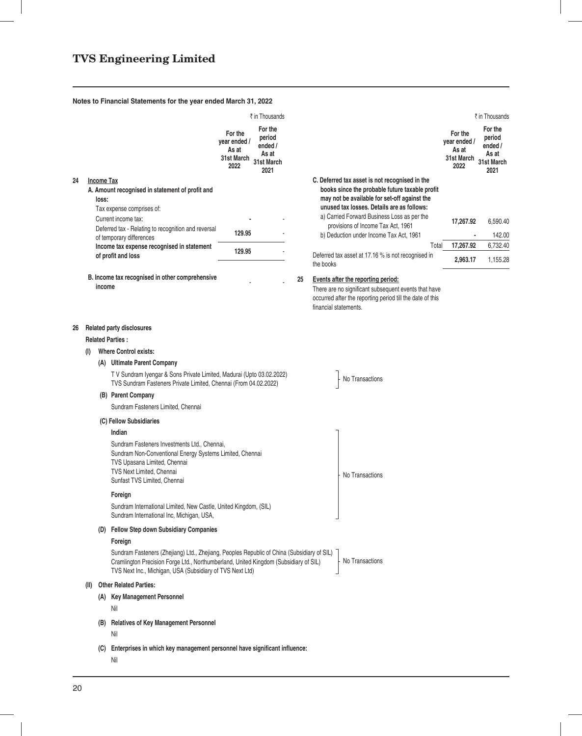## Notes to Financial Statements for the year ended March 31, 2022

₹ in Thousands

| | | For the year ended / As at 31st March 2022 | For the period ended / As at 31st March 2021 |
|---|---|---|---|
| **24** | **Income Tax** | | |
| | **A. Amount recognised in statement of profit and loss:** | | |
| | Tax expense comprises of: | | |
| | Current income tax: | - | - |
| | Deferred tax - Relating to recognition and reversal of temporary differences | 129.95 | - |
| | **Income tax expense recognised in statement of profit and loss** | **129.95** | - |
| | **B. Income tax recognised in other comprehensive income** | - | - |

₹ in Thousands

| | For the year ended / As at 31st March 2022 | For the period ended / As at 31st March 2021 |
|---|---|---|
| **C. Deferred tax asset is not recognised in the books since the probable future taxable profit may not be available for set-off against the unused tax losses. Details are as follows:** | | |
| a) Carried Forward Business Loss as per the provisions of Income Tax Act, 1961 | 17,267.92 | 6,590.40 |
| b) Deduction under Income Tax Act, 1961 | - | 142.00 |
| Total | 17,267.92 | 6,732.40 |
| Deferred tax asset at 17.16 % is not recognised in the books | 2,963.17 | 1,155.28 |

**25 Events after the reporting period:**

There are no significant subsequent events that have occurred after the reporting period till the date of this financial statements.

**26 Related party disclosures**

**Related Parties :**

**(I) Where Control exists:**

**(A) Ultimate Parent Company**

T V Sundram Iyengar & Sons Private Limited, Madurai (Upto 03.02.2022)
TVS Sundram Fasteners Private Limited, Chennai (From 04.02.2022)
— No Transactions

**(B) Parent Company**

Sundram Fasteners Limited, Chennai

**(C) Fellow Subsidiaries**

**Indian**

Sundram Fasteners Investments Ltd., Chennai,
Sundram Non-Conventional Energy Systems Limited, Chennai
TVS Upasana Limited, Chennai
TVS Next Limited, Chennai
Sunfast TVS Limited, Chennai

**Foreign**

Sundram International Limited, New Castle, United Kingdom, (SIL)
Sundram International Inc, Michigan, USA,

— No Transactions

**(D) Fellow Step down Subsidiary Companies**

**Foreign**

Sundram Fasteners (Zhejiang) Ltd., Zhejiang, Peoples Republic of China (Subsidiary of SIL)
Cramlington Precision Forge Ltd., Northumberland, United Kingdom (Subsidiary of SIL)
TVS Next Inc., Michigan, USA (Subsidiary of TVS Next Ltd)
— No Transactions

**(II) Other Related Parties:**

**(A) Key Management Personnel**

Nil

**(B) Relatives of Key Management Personnel**

Nil

**(C) Enterprises in which key management personnel have significant influence:**

Nil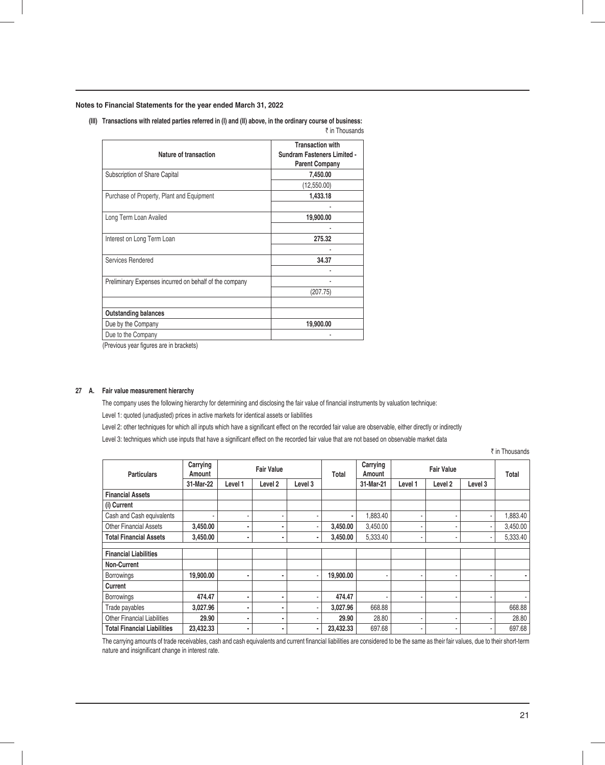**Notes to Financial Statements for the year ended March 31, 2022**

**(III) Transactions with related parties referred in (I) and (II) above, in the ordinary course of business:**

₹ in Thousands

| Nature of transaction | Transaction with Sundram Fasteners Limited - Parent Company |
|---|---|
| Subscription of Share Capital | **7,450.00** |
| | (12,550.00) |
| Purchase of Property, Plant and Equipment | **1,433.18** |
| | - |
| Long Term Loan Availed | **19,900.00** |
| | - |
| Interest on Long Term Loan | **275.32** |
| | - |
| Services Rendered | **34.37** |
| | - |
| Preliminary Expenses incurred on behalf of the company | - |
| | (207.75) |
| | |
| **Outstanding balances** | |
| Due by the Company | **19,900.00** |
| Due to the Company | - |

(Previous year figures are in brackets)

**27 A. Fair value measurement hierarchy**

The company uses the following hierarchy for determining and disclosing the fair value of financial instruments by valuation technique:

Level 1: quoted (unadjusted) prices in active markets for identical assets or liabilities

Level 2: other techniques for which all inputs which have a significant effect on the recorded fair value are observable, either directly or indirectly

Level 3: techniques which use inputs that have a significant effect on the recorded fair value that are not based on observable market data

₹ in Thousands

| Particulars | Carrying Amount | Fair Value | | | Total | Carrying Amount | Fair Value | | | Total |
|---|---|---|---|---|---|---|---|---|---|---|
| | 31-Mar-22 | Level 1 | Level 2 | Level 3 | | 31-Mar-21 | Level 1 | Level 2 | Level 3 | |
| **Financial Assets** | | | | | | | | | | |
| **(i) Current** | | | | | | | | | | |
| Cash and Cash equivalents | - | - | - | - | - | 1,883.40 | - | - | - | 1,883.40 |
| Other Financial Assets | **3,450.00** | - | - | - | **3,450.00** | 3,450.00 | - | - | - | 3,450.00 |
| **Total Financial Assets** | **3,450.00** | - | - | - | **3,450.00** | 5,333.40 | - | - | - | 5,333.40 |
| **Financial Liabilities** | | | | | | | | | | |
| **Non-Current** | | | | | | | | | | |
| Borrowings | **19,900.00** | - | - | - | **19,900.00** | - | - | - | - | - |
| **Current** | | | | | | | | | | |
| Borrowings | **474.47** | - | - | - | **474.47** | - | - | - | - | - |
| Trade payables | **3,027.96** | - | - | - | **3,027.96** | 668.88 | | | | 668.88 |
| Other Financial Liabilities | **29.90** | - | - | - | **29.90** | 28.80 | - | - | - | 28.80 |
| **Total Financial Liabilities** | **23,432.33** | - | - | - | **23,432.33** | 697.68 | - | - | - | 697.68 |

The carrying amounts of trade receivables, cash and cash equivalents and current financial liabilities are considered to be the same as their fair values, due to their short-term nature and insignificant change in interest rate.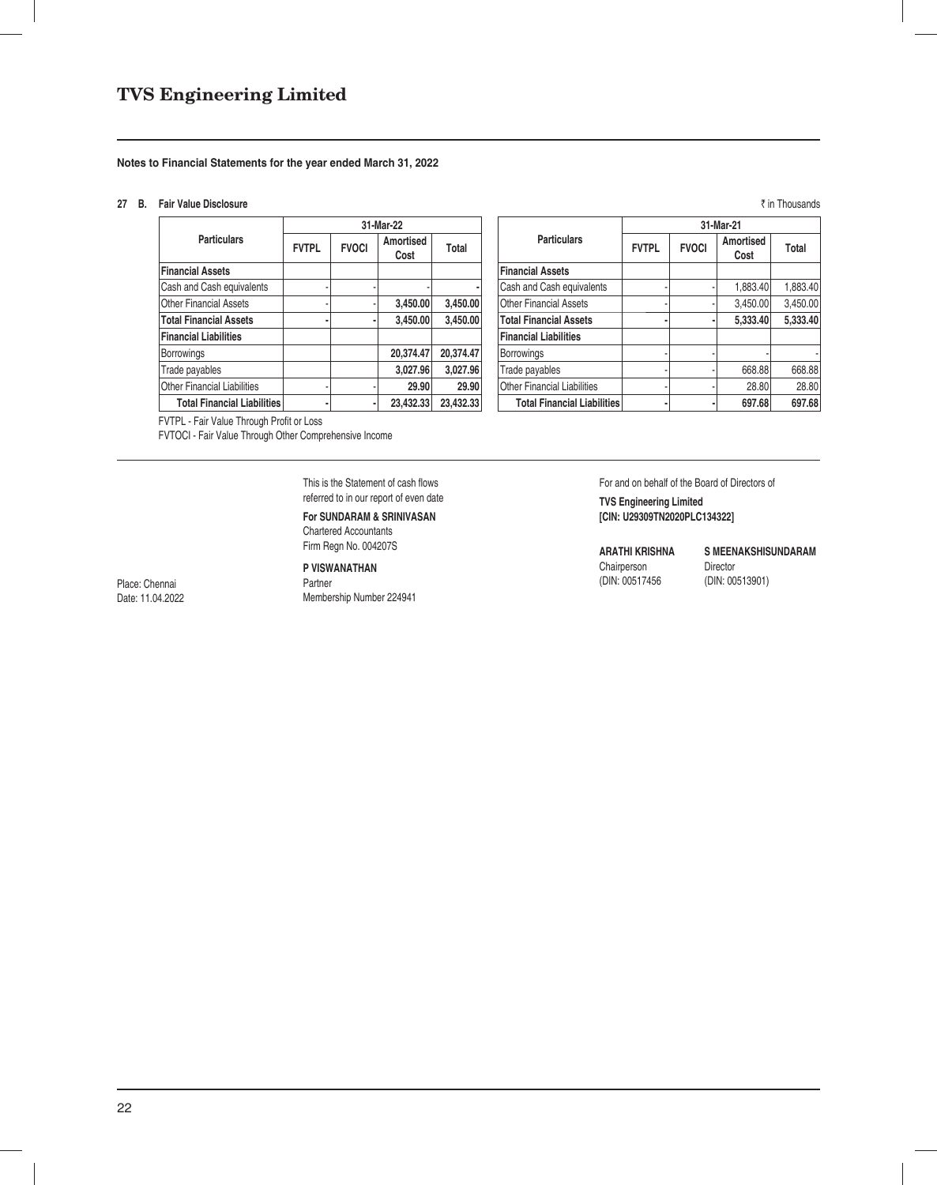# TVS Engineering Limited

**Notes to Financial Statements for the year ended March 31, 2022**

**27 B. Fair Value Disclosure**

₹ in Thousands

| Particulars | 31-Mar-22 | | | |
|---|---|---|---|---|
| | FVTPL | FVOCI | Amortised Cost | Total |
| **Financial Assets** | | | | |
| Cash and Cash equivalents | - | - | - | - |
| Other Financial Assets | - | - | 3,450.00 | 3,450.00 |
| **Total Financial Assets** | - | - | 3,450.00 | 3,450.00 |
| **Financial Liabilities** | | | | |
| Borrowings | | | 20,374.47 | 20,374.47 |
| Trade payables | | | 3,027.96 | 3,027.96 |
| Other Financial Liabilities | - | - | 29.90 | 29.90 |
| **Total Financial Liabilities** | - | - | 23,432.33 | 23,432.33 |

| Particulars | 31-Mar-21 | | | |
|---|---|---|---|---|
| | FVTPL | FVOCI | Amortised Cost | Total |
| **Financial Assets** | | | | |
| Cash and Cash equivalents | - | - | 1,883.40 | 1,883.40 |
| Other Financial Assets | - | - | 3,450.00 | 3,450.00 |
| **Total Financial Assets** | - | - | 5,333.40 | 5,333.40 |
| **Financial Liabilities** | | | | |
| Borrowings | - | - | - | - |
| Trade payables | - | - | 668.88 | 668.88 |
| Other Financial Liabilities | - | - | 28.80 | 28.80 |
| **Total Financial Liabilities** | - | - | 697.68 | 697.68 |

FVTPL - Fair Value Through Profit or Loss

FVTOCI - Fair Value Through Other Comprehensive Income

This is the Statement of cash flows referred to in our report of even date

**For SUNDARAM & SRINIVASAN**
Chartered Accountants
Firm Regn No. 004207S

**P VISWANATHAN**
Partner
Membership Number 224941

Place: Chennai
Date: 11.04.2022

For and on behalf of the Board of Directors of

**TVS Engineering Limited**
**[CIN: U29309TN2020PLC134322]**

**ARATHI KRISHNA**
Chairperson
(DIN: 00517456

**S MEENAKSHISUNDARAM**
Director
(DIN: 00513901)